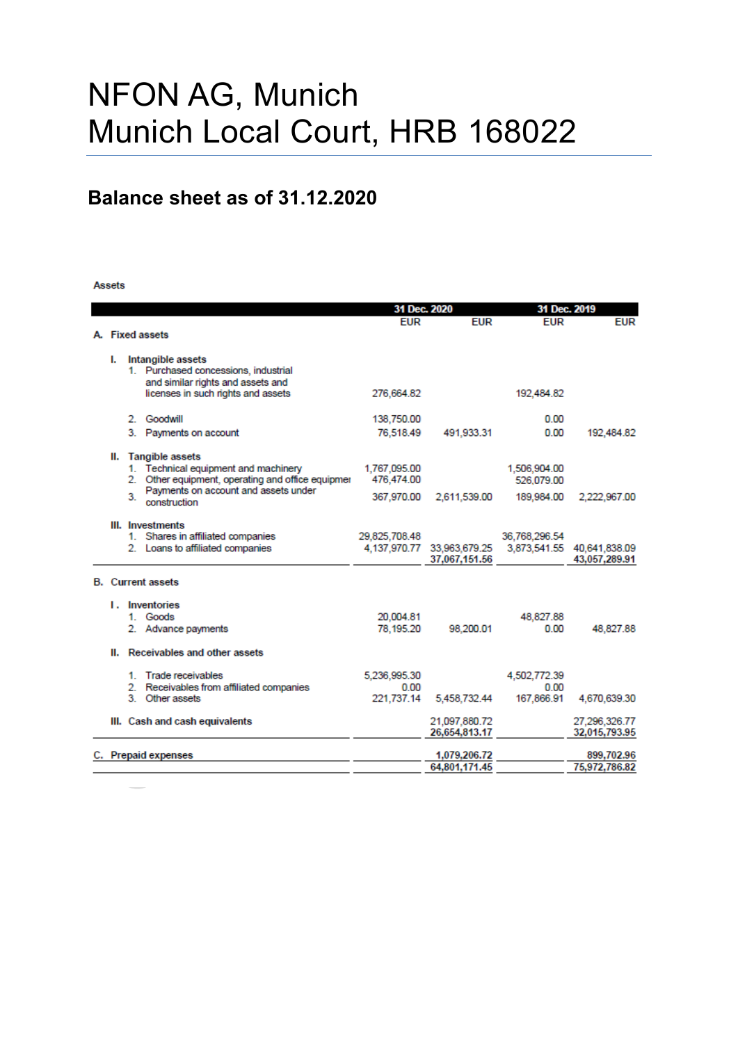# NFON AG, Munich
# Munich Local Court, HRB 168022

## Balance sheet as of 31.12.2020

Assets

| | 31 Dec. 2020 | | 31 Dec. 2019 | |
|---|---|---|---|---|
| | EUR | EUR | EUR | EUR |
| **A. Fixed assets** | | | | |
| **I. Intangible assets** | | | | |
| 1. Purchased concessions, industrial and similar rights and assets and licenses in such rights and assets | 276,664.82 | | 192,484.82 | |
| 2. Goodwill | 138,750.00 | | 0.00 | |
| 3. Payments on account | 76,518.49 | 491,933.31 | 0.00 | 192,484.82 |
| **II. Tangible assets** | | | | |
| 1. Technical equipment and machinery | 1,767,095.00 | | 1,506,904.00 | |
| 2. Other equipment, operating and office equipmer | 476,474.00 | | 526,079.00 | |
| 3. Payments on account and assets under construction | 367,970.00 | 2,611,539.00 | 189,984.00 | 2,222,967.00 |
| **III. Investments** | | | | |
| 1. Shares in affiliated companies | 29,825,708.48 | | 36,768,296.54 | |
| 2. Loans to affiliated companies | 4,137,970.77 | 33,963,679.25 | 3,873,541.55 | 40,641,838.09 |
| | | 37,067,151.56 | | 43,057,289.91 |
| **B. Current assets** | | | | |
| **I. Inventories** | | | | |
| 1. Goods | 20,004.81 | | 48,827.88 | |
| 2. Advance payments | 78,195.20 | 98,200.01 | 0.00 | 48,827.88 |
| **II. Receivables and other assets** | | | | |
| 1. Trade receivables | 5,236,995.30 | | 4,502,772.39 | |
| 2. Receivables from affiliated companies | 0.00 | | 0.00 | |
| 3. Other assets | 221,737.14 | 5,458,732.44 | 167,866.91 | 4,670,639.30 |
| **III. Cash and cash equivalents** | | 21,097,880.72 | | 27,296,326.77 |
| | | 26,654,813.17 | | 32,015,793.95 |
| **C. Prepaid expenses** | | 1,079,206.72 | | 899,702.96 |
| | | 64,801,171.45 | | 75,972,786.82 |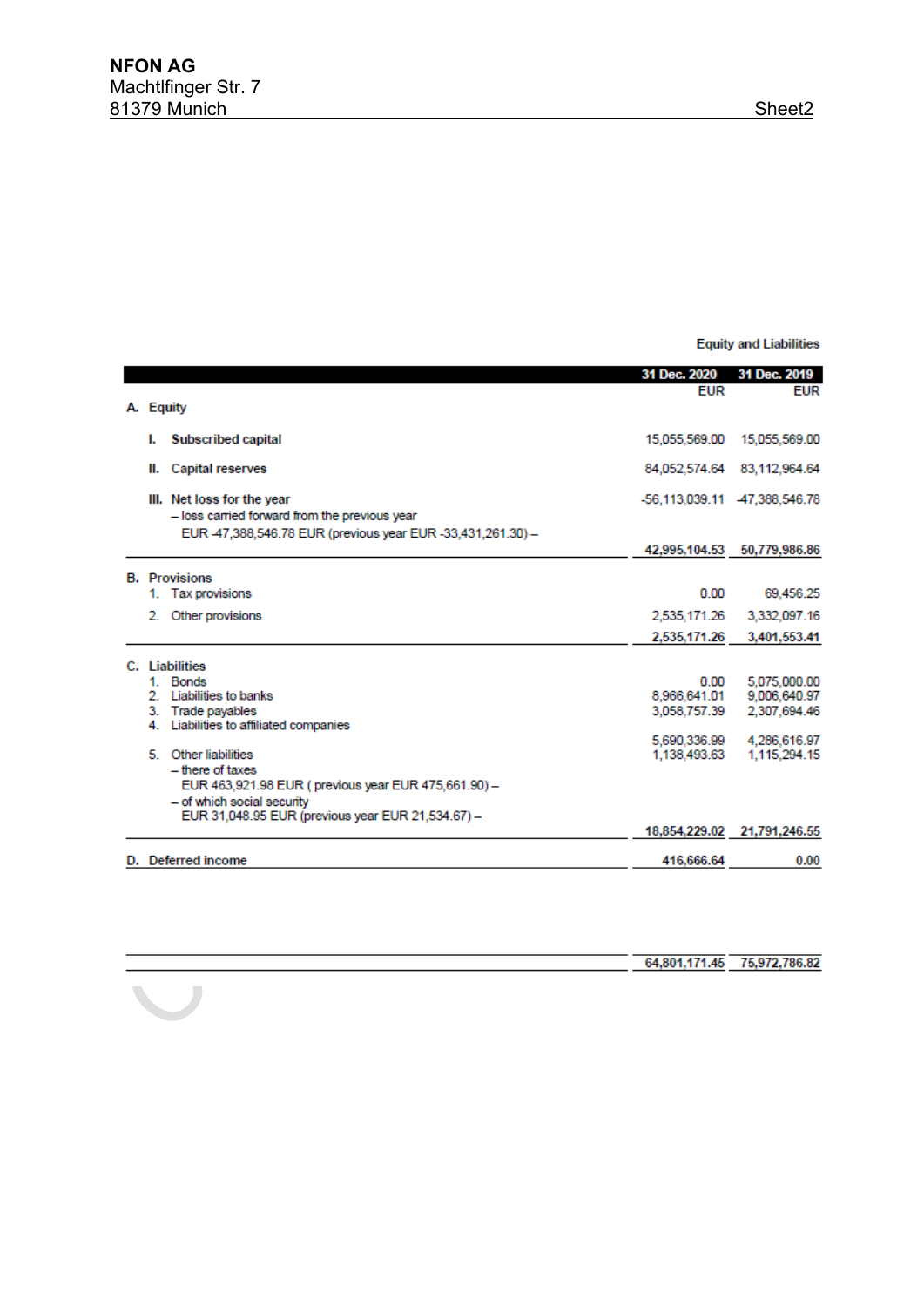**NFON AG**
Machtlfinger Str. 7
81379 Munich

Sheet2

Equity and Liabilities

| | 31 Dec. 2020 EUR | 31 Dec. 2019 EUR |
|---|---|---|
| **A. Equity** | | |
| **I. Subscribed capital** | 15,055,569.00 | 15,055,569.00 |
| **II. Capital reserves** | 84,052,574.64 | 83,112,964.64 |
| **III. Net loss for the year** – loss carried forward from the previous year EUR -47,388,546.78 EUR (previous year EUR -33,431,261.30) – | -56,113,039.11 | -47,388,546.78 |
| | **42,995,104.53** | **50,779,986.86** |
| **B. Provisions** | | |
| 1. Tax provisions | 0.00 | 69,456.25 |
| 2. Other provisions | 2,535,171.26 | 3,332,097.16 |
| | **2,535,171.26** | **3,401,553.41** |
| **C. Liabilities** | | |
| 1. Bonds | 0.00 | 5,075,000.00 |
| 2. Liabilities to banks | 8,966,641.01 | 9,006,640.97 |
| 3. Trade payables | 3,058,757.39 | 2,307,694.46 |
| 4. Liabilities to affiliated companies | 5,690,336.99 | 4,286,616.97 |
| 5. Other liabilities – there of taxes EUR 463,921.98 EUR ( previous year EUR 475,661.90) – – of which social security EUR 31,048.95 EUR (previous year EUR 21,534.67) – | 1,138,493.63 | 1,115,294.15 |
| | **18,854,229.02** | **21,791,246.55** |
| **D. Deferred income** | **416,666.64** | **0.00** |
| | **64,801,171.45** | **75,972,786.82** |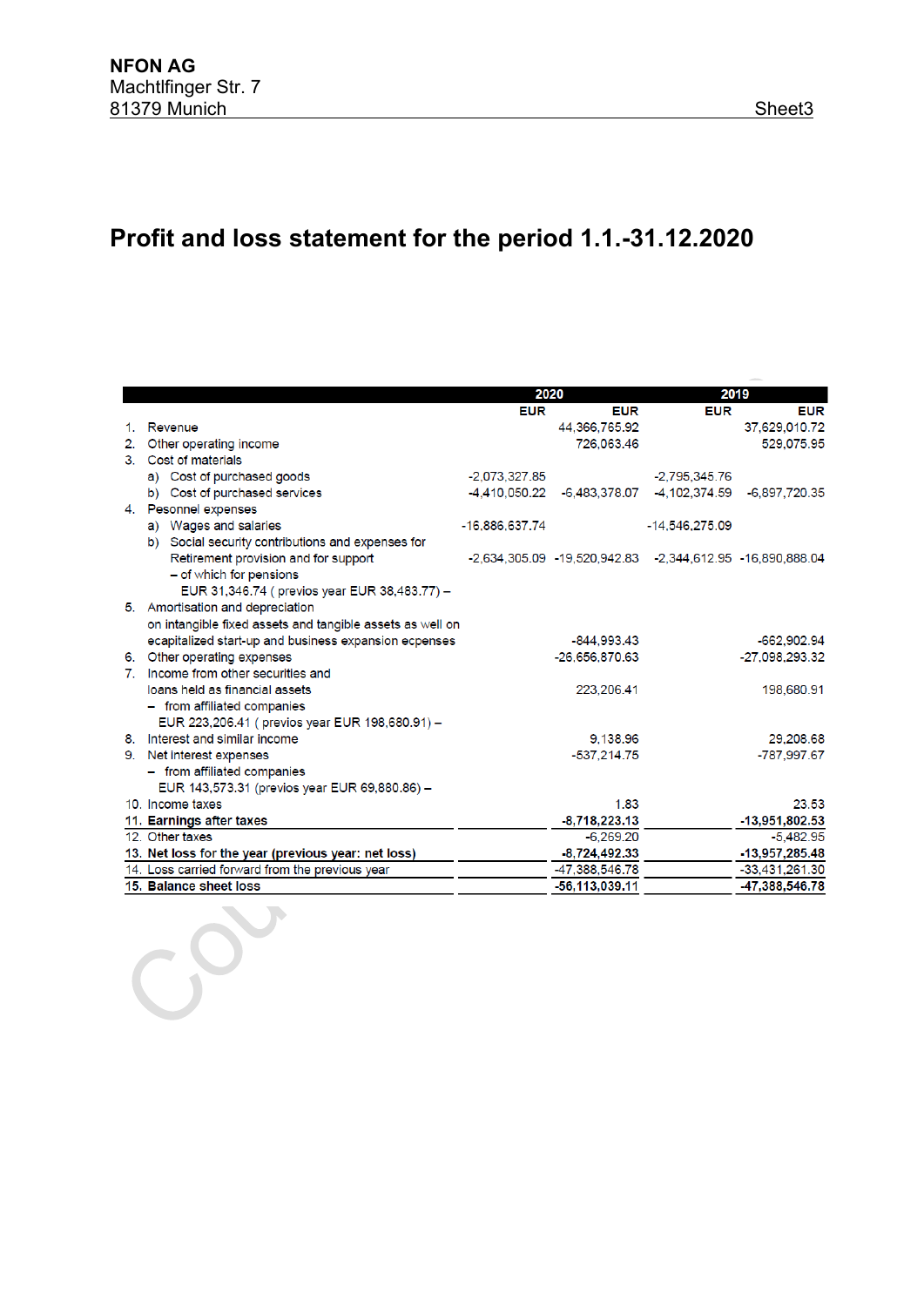**NFON AG**
Machtlfinger Str. 7
81379 Munich

Sheet3

# Profit and loss statement for the period 1.1.-31.12.2020

| | 2020 | | 2019 | |
|---|---|---|---|---|
| | EUR | EUR | EUR | EUR |
| 1. Revenue | | 44,366,765.92 | | 37,629,010.72 |
| 2. Other operating income | | 726,063.46 | | 529,075.95 |
| 3. Cost of materials | | | | |
| a) Cost of purchased goods | -2,073,327.85 | | -2,795,345.76 | |
| b) Cost of purchased services | -4,410,050.22 | -6,483,378.07 | -4,102,374.59 | -6,897,720.35 |
| 4. Pesonnel expenses | | | | |
| a) Wages and salaries | -16,886,637.74 | | -14,546,275.09 | |
| b) Social security contributions and expenses for Retirement provision and for support | -2,634,305.09 | -19,520,942.83 | -2,344,612.95 | -16,890,888.04 |
| – of which for pensions EUR 31,346.74 ( previos year EUR 38,483.77) – | | | | |
| 5. Amortisation and depreciation on intangible fixed assets and tangible assets as well on ecapitalized start-up and business expansion ecpenses | | -844,993.43 | | -662,902.94 |
| 6. Other operating expenses | | -26,656,870.63 | | -27,098,293.32 |
| 7. Income from other securities and loans held as financial assets | | 223,206.41 | | 198,680.91 |
| – from affiliated companies EUR 223,206.41 ( previos year EUR 198,680.91) – | | | | |
| 8. Interest and similar income | | 9,138.96 | | 29,208.68 |
| 9. Net interest expenses | | -537,214.75 | | -787,997.67 |
| – from affiliated companies EUR 143,573.31 (previos year EUR 69,880.86) – | | | | |
| 10. Income taxes | | 1.83 | | 23.53 |
| **11. Earnings after taxes** | | **-8,718,223.13** | | **-13,951,802.53** |
| 12. Other taxes | | -6,269.20 | | -5,482.95 |
| **13. Net loss for the year (previous year: net loss)** | | **-8,724,492.33** | | **-13,957,285.48** |
| 14. Loss carried forward from the previous year | | -47,388,546.78 | | -33,431,261.30 |
| **15. Balance sheet loss** | | **-56,113,039.11** | | **-47,388,546.78** |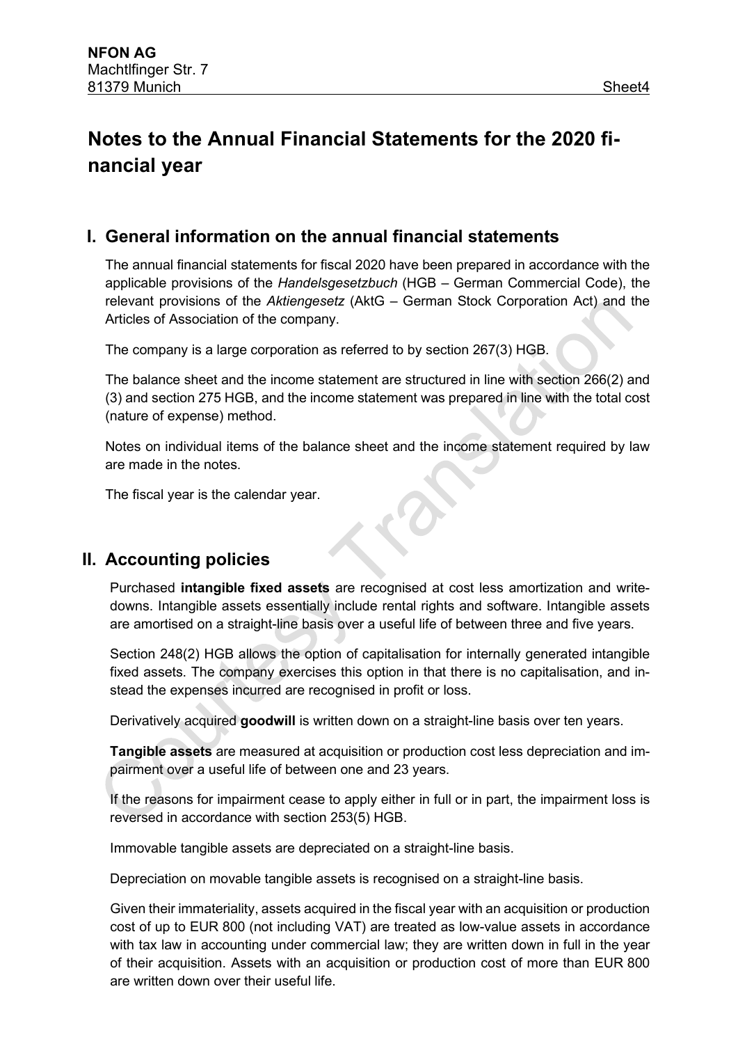# Notes to the Annual Financial Statements for the 2020 financial year

## I. General information on the annual financial statements

The annual financial statements for fiscal 2020 have been prepared in accordance with the applicable provisions of the *Handelsgesetzbuch* (HGB – German Commercial Code), the relevant provisions of the *Aktiengesetz* (AktG – German Stock Corporation Act) and the Articles of Association of the company.

The company is a large corporation as referred to by section 267(3) HGB.

The balance sheet and the income statement are structured in line with section 266(2) and (3) and section 275 HGB, and the income statement was prepared in line with the total cost (nature of expense) method.

Notes on individual items of the balance sheet and the income statement required by law are made in the notes.

The fiscal year is the calendar year.

## II. Accounting policies

Purchased **intangible fixed assets** are recognised at cost less amortization and write-downs. Intangible assets essentially include rental rights and software. Intangible assets are amortised on a straight-line basis over a useful life of between three and five years.

Section 248(2) HGB allows the option of capitalisation for internally generated intangible fixed assets. The company exercises this option in that there is no capitalisation, and instead the expenses incurred are recognised in profit or loss.

Derivatively acquired **goodwill** is written down on a straight-line basis over ten years.

**Tangible assets** are measured at acquisition or production cost less depreciation and impairment over a useful life of between one and 23 years.

If the reasons for impairment cease to apply either in full or in part, the impairment loss is reversed in accordance with section 253(5) HGB.

Immovable tangible assets are depreciated on a straight-line basis.

Depreciation on movable tangible assets is recognised on a straight-line basis.

Given their immateriality, assets acquired in the fiscal year with an acquisition or production cost of up to EUR 800 (not including VAT) are treated as low-value assets in accordance with tax law in accounting under commercial law; they are written down in full in the year of their acquisition. Assets with an acquisition or production cost of more than EUR 800 are written down over their useful life.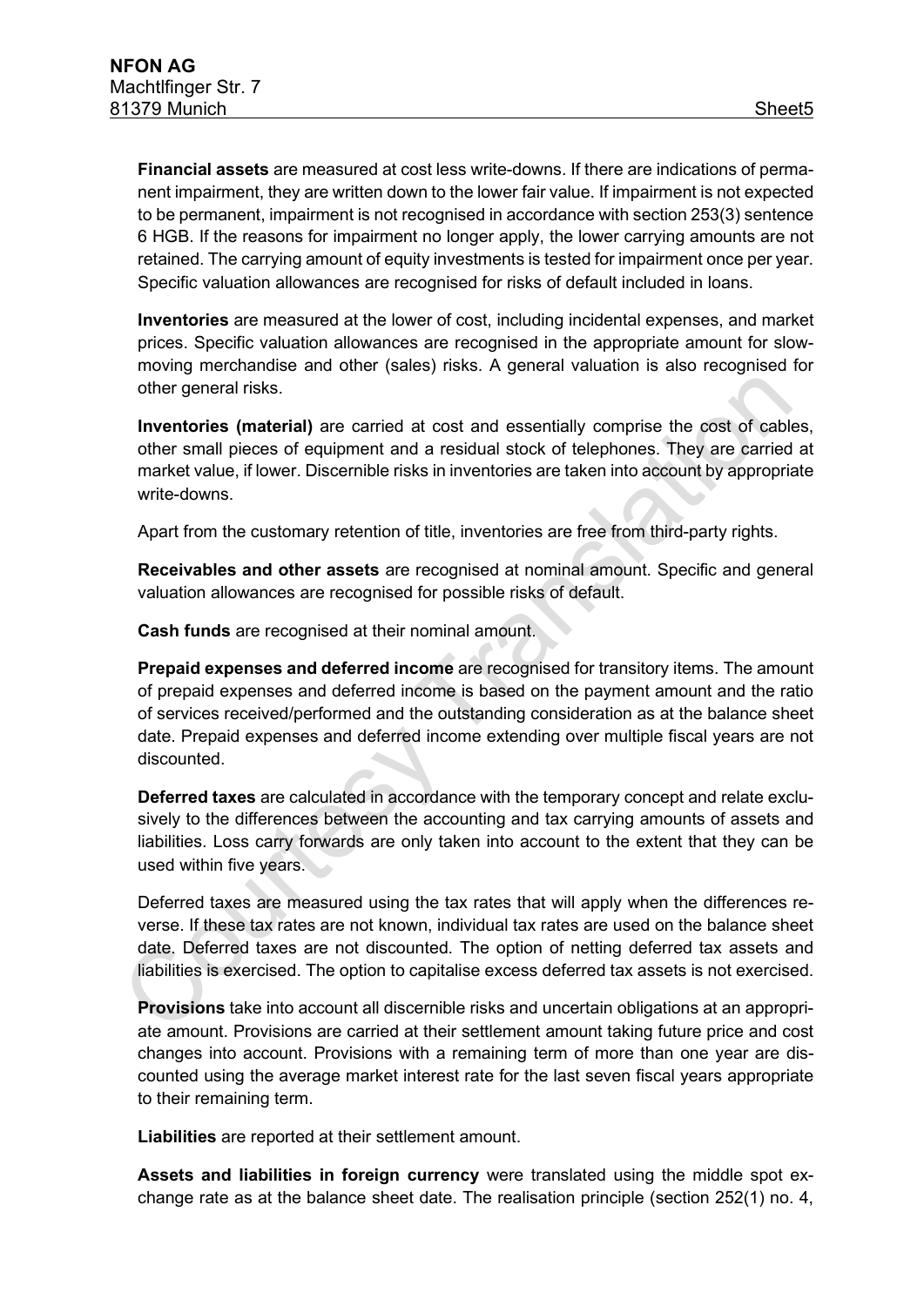**Financial assets** are measured at cost less write-downs. If there are indications of permanent impairment, they are written down to the lower fair value. If impairment is not expected to be permanent, impairment is not recognised in accordance with section 253(3) sentence 6 HGB. If the reasons for impairment no longer apply, the lower carrying amounts are not retained. The carrying amount of equity investments is tested for impairment once per year. Specific valuation allowances are recognised for risks of default included in loans.

**Inventories** are measured at the lower of cost, including incidental expenses, and market prices. Specific valuation allowances are recognised in the appropriate amount for slow-moving merchandise and other (sales) risks. A general valuation is also recognised for other general risks.

**Inventories (material)** are carried at cost and essentially comprise the cost of cables, other small pieces of equipment and a residual stock of telephones. They are carried at market value, if lower. Discernible risks in inventories are taken into account by appropriate write-downs.

Apart from the customary retention of title, inventories are free from third-party rights.

**Receivables and other assets** are recognised at nominal amount. Specific and general valuation allowances are recognised for possible risks of default.

**Cash funds** are recognised at their nominal amount.

**Prepaid expenses and deferred income** are recognised for transitory items. The amount of prepaid expenses and deferred income is based on the payment amount and the ratio of services received/performed and the outstanding consideration as at the balance sheet date. Prepaid expenses and deferred income extending over multiple fiscal years are not discounted.

**Deferred taxes** are calculated in accordance with the temporary concept and relate exclusively to the differences between the accounting and tax carrying amounts of assets and liabilities. Loss carry forwards are only taken into account to the extent that they can be used within five years.

Deferred taxes are measured using the tax rates that will apply when the differences reverse. If these tax rates are not known, individual tax rates are used on the balance sheet date. Deferred taxes are not discounted. The option of netting deferred tax assets and liabilities is exercised. The option to capitalise excess deferred tax assets is not exercised.

**Provisions** take into account all discernible risks and uncertain obligations at an appropriate amount. Provisions are carried at their settlement amount taking future price and cost changes into account. Provisions with a remaining term of more than one year are discounted using the average market interest rate for the last seven fiscal years appropriate to their remaining term.

**Liabilities** are reported at their settlement amount.

**Assets and liabilities in foreign currency** were translated using the middle spot exchange rate as at the balance sheet date. The realisation principle (section 252(1) no. 4,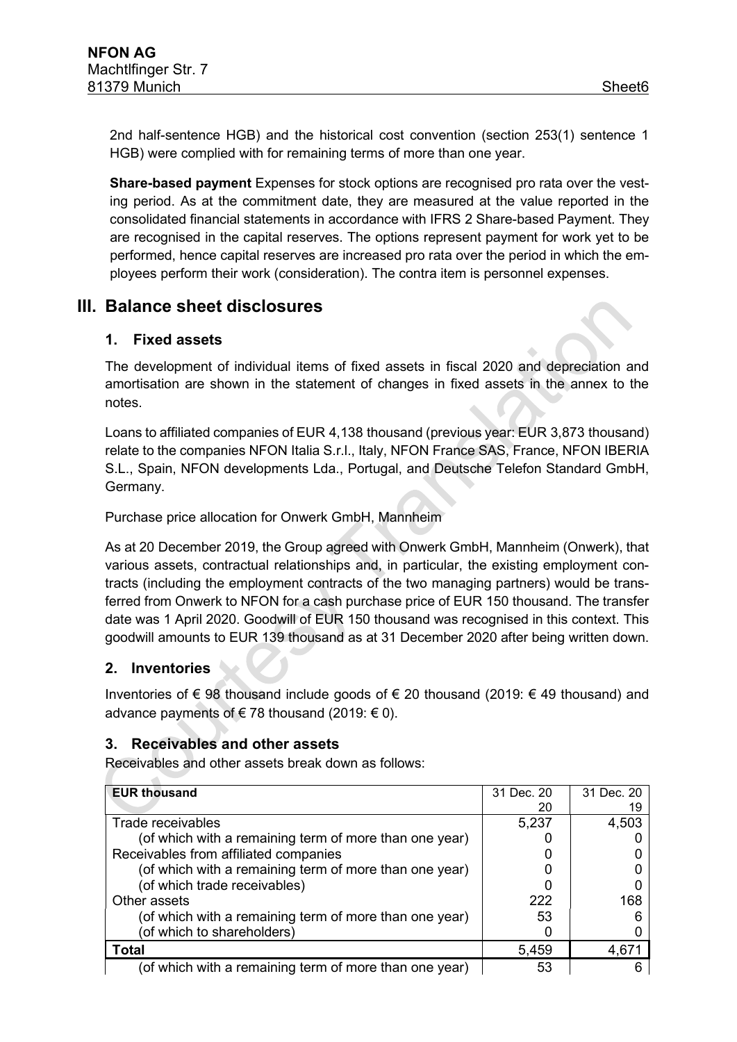2nd half-sentence HGB) and the historical cost convention (section 253(1) sentence 1 HGB) were complied with for remaining terms of more than one year.

**Share-based payment** Expenses for stock options are recognised pro rata over the vesting period. As at the commitment date, they are measured at the value reported in the consolidated financial statements in accordance with IFRS 2 Share-based Payment. They are recognised in the capital reserves. The options represent payment for work yet to be performed, hence capital reserves are increased pro rata over the period in which the employees perform their work (consideration). The contra item is personnel expenses.

# III. Balance sheet disclosures

## 1. Fixed assets

The development of individual items of fixed assets in fiscal 2020 and depreciation and amortisation are shown in the statement of changes in fixed assets in the annex to the notes.

Loans to affiliated companies of EUR 4,138 thousand (previous year: EUR 3,873 thousand) relate to the companies NFON Italia S.r.l., Italy, NFON France SAS, France, NFON IBERIA S.L., Spain, NFON developments Lda., Portugal, and Deutsche Telefon Standard GmbH, Germany.

Purchase price allocation for Onwerk GmbH, Mannheim

As at 20 December 2019, the Group agreed with Onwerk GmbH, Mannheim (Onwerk), that various assets, contractual relationships and, in particular, the existing employment contracts (including the employment contracts of the two managing partners) would be transferred from Onwerk to NFON for a cash purchase price of EUR 150 thousand. The transfer date was 1 April 2020. Goodwill of EUR 150 thousand was recognised in this context. This goodwill amounts to EUR 139 thousand as at 31 December 2020 after being written down.

## 2. Inventories

Inventories of € 98 thousand include goods of € 20 thousand (2019: € 49 thousand) and advance payments of € 78 thousand (2019: € 0).

## 3. Receivables and other assets

Receivables and other assets break down as follows:

| **EUR thousand** | 31 Dec. 2020 | 31 Dec. 2019 |
|---|---|---|
| Trade receivables | 5,237 | 4,503 |
| (of which with a remaining term of more than one year) | 0 | 0 |
| Receivables from affiliated companies | 0 | 0 |
| (of which with a remaining term of more than one year) | 0 | 0 |
| (of which trade receivables) | 0 | 0 |
| Other assets | 222 | 168 |
| (of which with a remaining term of more than one year) | 53 | 6 |
| (of which to shareholders) | 0 | 0 |
| **Total** | 5,459 | 4,671 |
| (of which with a remaining term of more than one year) | 53 | 6 |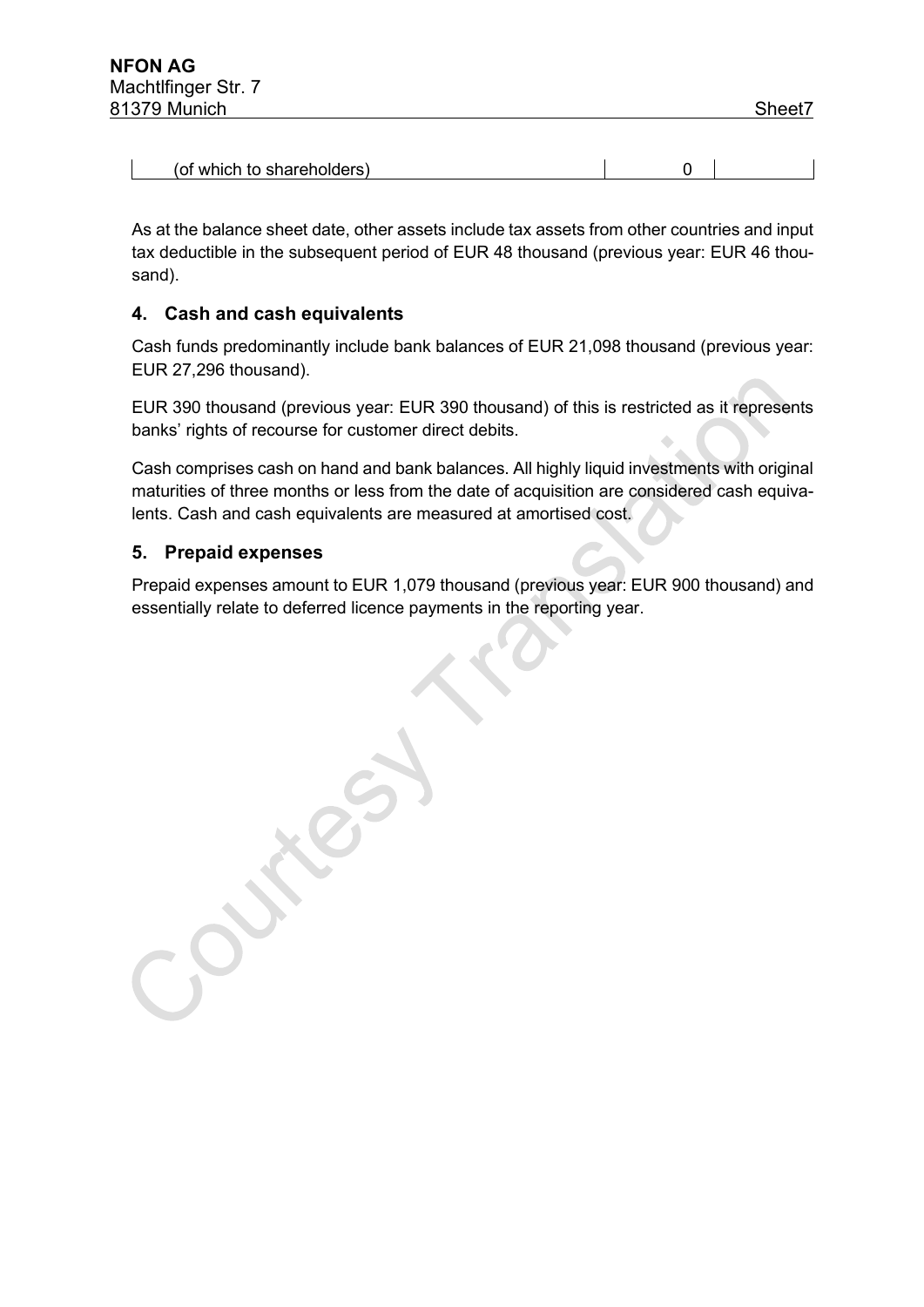| (of which to shareholders) | 0 | |
|---|---|---|

As at the balance sheet date, other assets include tax assets from other countries and input tax deductible in the subsequent period of EUR 48 thousand (previous year: EUR 46 thousand).

## 4. Cash and cash equivalents

Cash funds predominantly include bank balances of EUR 21,098 thousand (previous year: EUR 27,296 thousand).

EUR 390 thousand (previous year: EUR 390 thousand) of this is restricted as it represents banks' rights of recourse for customer direct debits.

Cash comprises cash on hand and bank balances. All highly liquid investments with original maturities of three months or less from the date of acquisition are considered cash equivalents. Cash and cash equivalents are measured at amortised cost.

## 5. Prepaid expenses

Prepaid expenses amount to EUR 1,079 thousand (previous year: EUR 900 thousand) and essentially relate to deferred licence payments in the reporting year.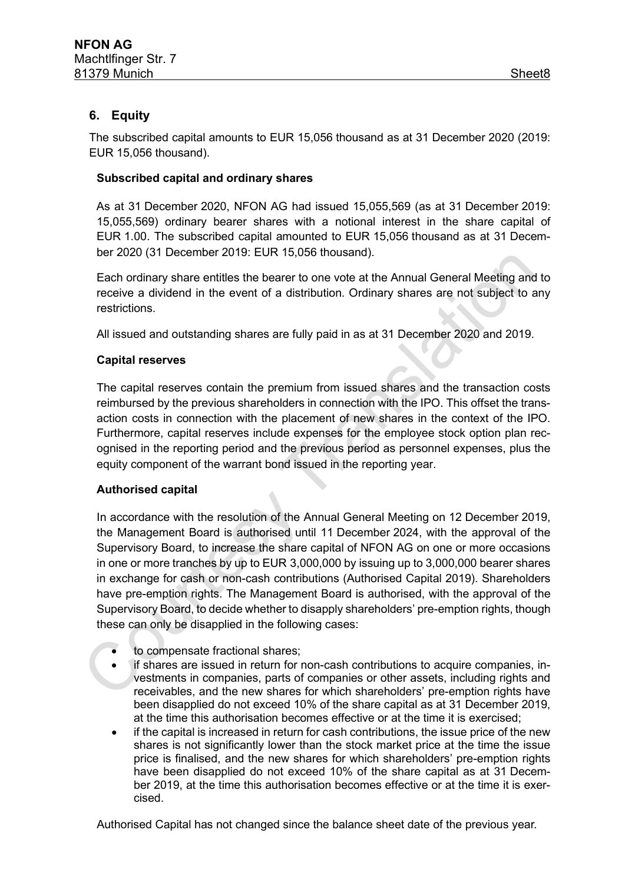## 6. Equity

The subscribed capital amounts to EUR 15,056 thousand as at 31 December 2020 (2019: EUR 15,056 thousand).

### Subscribed capital and ordinary shares

As at 31 December 2020, NFON AG had issued 15,055,569 (as at 31 December 2019: 15,055,569) ordinary bearer shares with a notional interest in the share capital of EUR 1.00. The subscribed capital amounted to EUR 15,056 thousand as at 31 December 2020 (31 December 2019: EUR 15,056 thousand).

Each ordinary share entitles the bearer to one vote at the Annual General Meeting and to receive a dividend in the event of a distribution. Ordinary shares are not subject to any restrictions.

All issued and outstanding shares are fully paid in as at 31 December 2020 and 2019.

### Capital reserves

The capital reserves contain the premium from issued shares and the transaction costs reimbursed by the previous shareholders in connection with the IPO. This offset the transaction costs in connection with the placement of new shares in the context of the IPO. Furthermore, capital reserves include expenses for the employee stock option plan recognised in the reporting period and the previous period as personnel expenses, plus the equity component of the warrant bond issued in the reporting year.

### Authorised capital

In accordance with the resolution of the Annual General Meeting on 12 December 2019, the Management Board is authorised until 11 December 2024, with the approval of the Supervisory Board, to increase the share capital of NFON AG on one or more occasions in one or more tranches by up to EUR 3,000,000 by issuing up to 3,000,000 bearer shares in exchange for cash or non-cash contributions (Authorised Capital 2019). Shareholders have pre-emption rights. The Management Board is authorised, with the approval of the Supervisory Board, to decide whether to disapply shareholders' pre-emption rights, though these can only be disapplied in the following cases:

- to compensate fractional shares;
- if shares are issued in return for non-cash contributions to acquire companies, investments in companies, parts of companies or other assets, including rights and receivables, and the new shares for which shareholders' pre-emption rights have been disapplied do not exceed 10% of the share capital as at 31 December 2019, at the time this authorisation becomes effective or at the time it is exercised;
- if the capital is increased in return for cash contributions, the issue price of the new shares is not significantly lower than the stock market price at the time the issue price is finalised, and the new shares for which shareholders' pre-emption rights have been disapplied do not exceed 10% of the share capital as at 31 December 2019, at the time this authorisation becomes effective or at the time it is exercised.

Authorised Capital has not changed since the balance sheet date of the previous year.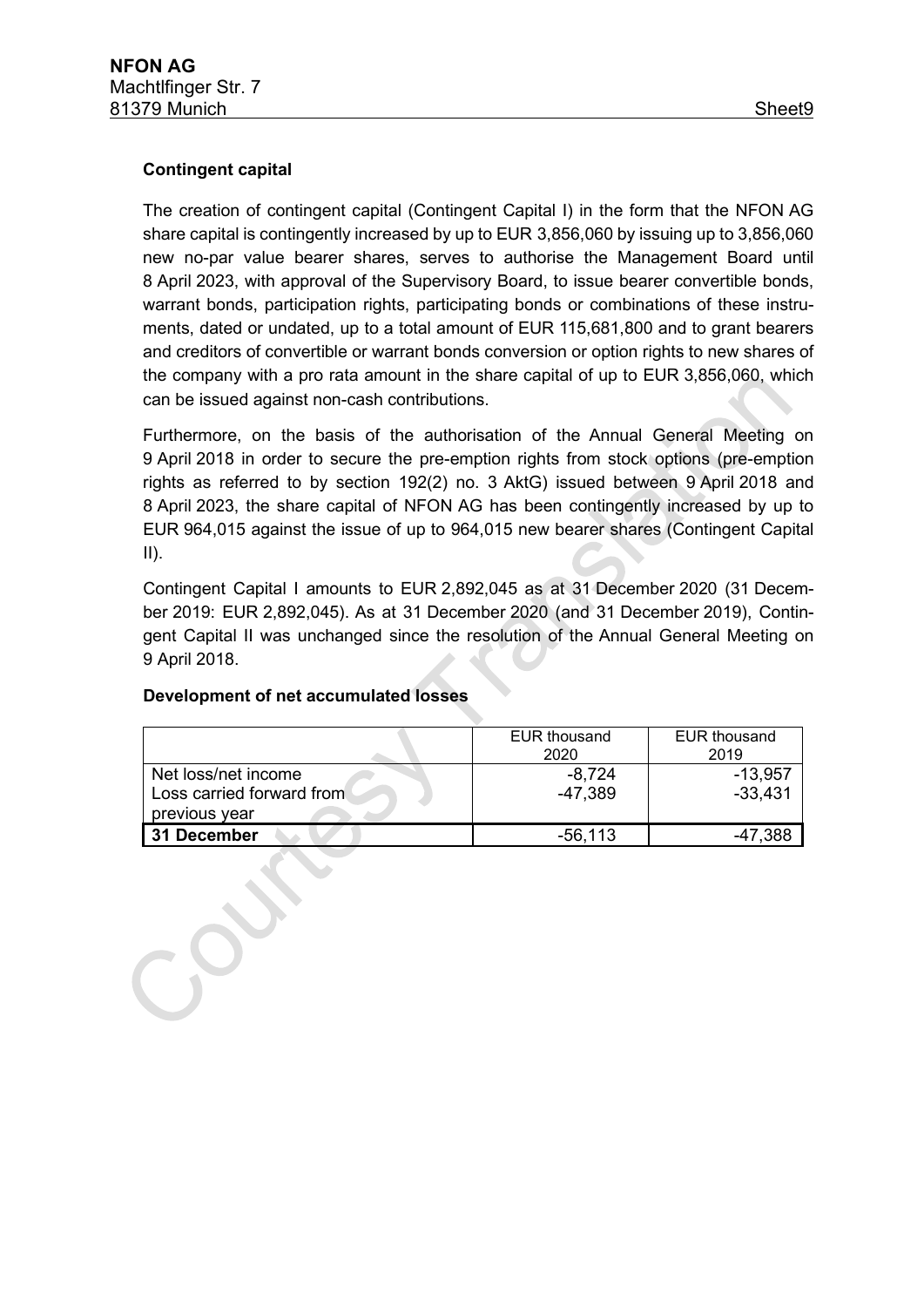**Contingent capital**

The creation of contingent capital (Contingent Capital I) in the form that the NFON AG share capital is contingently increased by up to EUR 3,856,060 by issuing up to 3,856,060 new no-par value bearer shares, serves to authorise the Management Board until 8 April 2023, with approval of the Supervisory Board, to issue bearer convertible bonds, warrant bonds, participation rights, participating bonds or combinations of these instruments, dated or undated, up to a total amount of EUR 115,681,800 and to grant bearers and creditors of convertible or warrant bonds conversion or option rights to new shares of the company with a pro rata amount in the share capital of up to EUR 3,856,060, which can be issued against non-cash contributions.

Furthermore, on the basis of the authorisation of the Annual General Meeting on 9 April 2018 in order to secure the pre-emption rights from stock options (pre-emption rights as referred to by section 192(2) no. 3 AktG) issued between 9 April 2018 and 8 April 2023, the share capital of NFON AG has been contingently increased by up to EUR 964,015 against the issue of up to 964,015 new bearer shares (Contingent Capital II).

Contingent Capital I amounts to EUR 2,892,045 as at 31 December 2020 (31 December 2019: EUR 2,892,045). As at 31 December 2020 (and 31 December 2019), Contingent Capital II was unchanged since the resolution of the Annual General Meeting on 9 April 2018.

**Development of net accumulated losses**

| | EUR thousand 2020 | EUR thousand 2019 |
|---|---|---|
| Net loss/net income | -8,724 | -13,957 |
| Loss carried forward from previous year | -47,389 | -33,431 |
| **31 December** | -56,113 | -47,388 |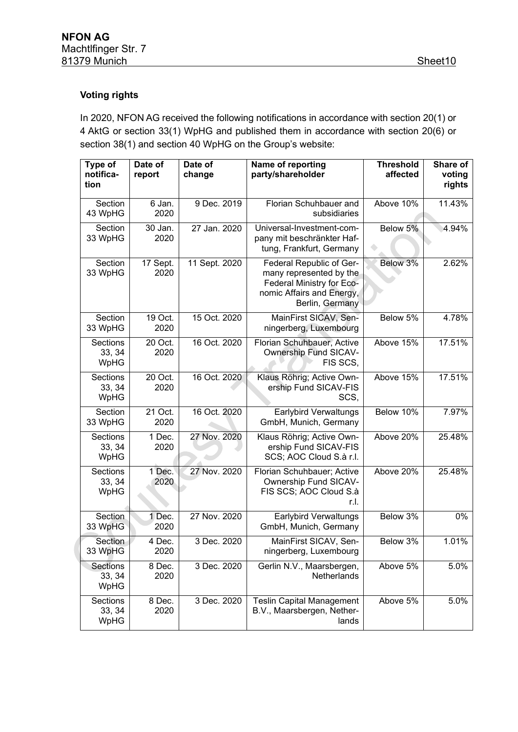### Voting rights

In 2020, NFON AG received the following notifications in accordance with section 20(1) or 4 AktG or section 33(1) WpHG and published them in accordance with section 20(6) or section 38(1) and section 40 WpHG on the Group's website:

| Type of notifica-tion | Date of report | Date of change | Name of reporting party/shareholder | Threshold affected | Share of voting rights |
|---|---|---|---|---|---|
| Section 43 WpHG | 6 Jan. 2020 | 9 Dec. 2019 | Florian Schuhbauer and subsidiaries | Above 10% | 11.43% |
| Section 33 WpHG | 30 Jan. 2020 | 27 Jan. 2020 | Universal-Investment-com-pany mit beschränkter Haf-tung, Frankfurt, Germany | Below 5% | 4.94% |
| Section 33 WpHG | 17 Sept. 2020 | 11 Sept. 2020 | Federal Republic of Ger-many represented by the Federal Ministry for Eco-nomic Affairs and Energy, Berlin, Germany | Below 3% | 2.62% |
| Section 33 WpHG | 19 Oct. 2020 | 15 Oct. 2020 | MainFirst SICAV, Sen-ningerberg, Luxembourg | Below 5% | 4.78% |
| Sections 33, 34 WpHG | 20 Oct. 2020 | 16 Oct. 2020 | Florian Schuhbauer, Active Ownership Fund SICAV-FIS SCS, | Above 15% | 17.51% |
| Sections 33, 34 WpHG | 20 Oct. 2020 | 16 Oct. 2020 | Klaus Röhrig; Active Own-ership Fund SICAV-FIS SCS, | Above 15% | 17.51% |
| Section 33 WpHG | 21 Oct. 2020 | 16 Oct. 2020 | Earlybird Verwaltungs GmbH, Munich, Germany | Below 10% | 7.97% |
| Sections 33, 34 WpHG | 1 Dec. 2020 | 27 Nov. 2020 | Klaus Röhrig; Active Own-ership Fund SICAV-FIS SCS; AOC Cloud S.à r.l. | Above 20% | 25.48% |
| Sections 33, 34 WpHG | 1 Dec. 2020 | 27 Nov. 2020 | Florian Schuhbauer; Active Ownership Fund SICAV-FIS SCS; AOC Cloud S.à r.l. | Above 20% | 25.48% |
| Section 33 WpHG | 1 Dec. 2020 | 27 Nov. 2020 | Earlybird Verwaltungs GmbH, Munich, Germany | Below 3% | 0% |
| Section 33 WpHG | 4 Dec. 2020 | 3 Dec. 2020 | MainFirst SICAV, Sen-ningerberg, Luxembourg | Below 3% | 1.01% |
| Sections 33, 34 WpHG | 8 Dec. 2020 | 3 Dec. 2020 | Gerlin N.V., Maarsbergen, Netherlands | Above 5% | 5.0% |
| Sections 33, 34 WpHG | 8 Dec. 2020 | 3 Dec. 2020 | Teslin Capital Management B.V., Maarsbergen, Nether-lands | Above 5% | 5.0% |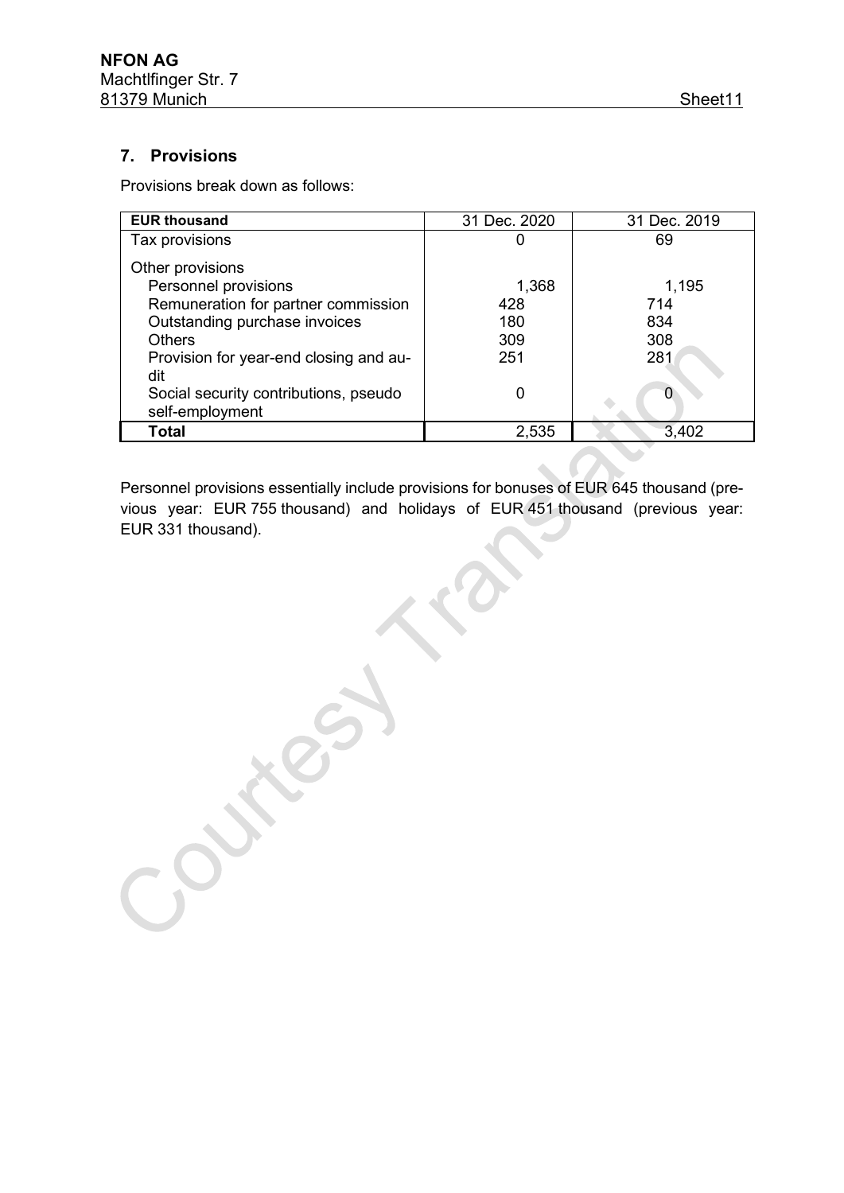## 7. Provisions

Provisions break down as follows:

| EUR thousand | 31 Dec. 2020 | 31 Dec. 2019 |
|---|---|---|
| Tax provisions | 0 | 69 |
| Other provisions | | |
| Personnel provisions | 1,368 | 1,195 |
| Remuneration for partner commission | 428 | 714 |
| Outstanding purchase invoices | 180 | 834 |
| Others | 309 | 308 |
| Provision for year-end closing and audit | 251 | 281 |
| Social security contributions, pseudo self-employment | 0 | 0 |
| **Total** | 2,535 | 3,402 |

Personnel provisions essentially include provisions for bonuses of EUR 645 thousand (previous year: EUR 755 thousand) and holidays of EUR 451 thousand (previous year: EUR 331 thousand).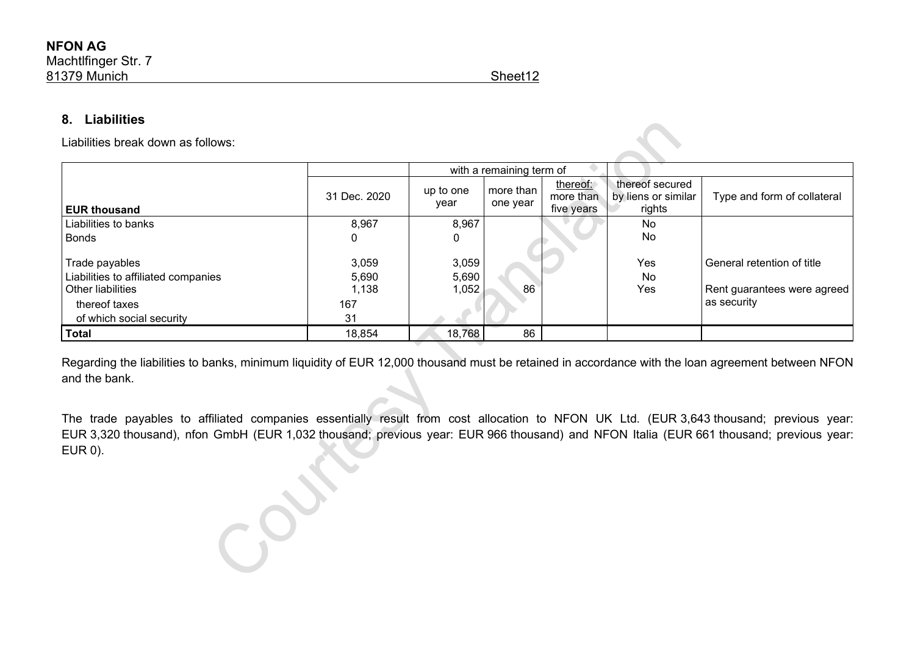NFON AG
Machtlfinger Str. 7
81379 Munich

## 8. Liabilities

Liabilities break down as follows:

| EUR thousand | 31 Dec. 2020 | with a remaining term of up to one year | more than one year | thereof: more than five years | thereof secured by liens or similar rights | Type and form of collateral |
|---|---|---|---|---|---|---|
| Liabilities to banks | 8,967 | 8,967 | | | No | |
| Bonds | 0 | 0 | | | No | |
| Trade payables | 3,059 | 3,059 | | | Yes | General retention of title |
| Liabilities to affiliated companies | 5,690 | 5,690 | | | No | |
| Other liabilities | 1,138 | 1,052 | 86 | | Yes | Rent guarantees were agreed as security |
| thereof taxes | 167 | | | | | |
| of which social security | 31 | | | | | |
| **Total** | 18,854 | 18,768 | 86 | | | |

Regarding the liabilities to banks, minimum liquidity of EUR 12,000 thousand must be retained in accordance with the loan agreement between NFON and the bank.

The trade payables to affiliated companies essentially result from cost allocation to NFON UK Ltd. (EUR 3,643 thousand; previous year: EUR 3,320 thousand), nfon GmbH (EUR 1,032 thousand; previous year: EUR 966 thousand) and NFON Italia (EUR 661 thousand; previous year: EUR 0).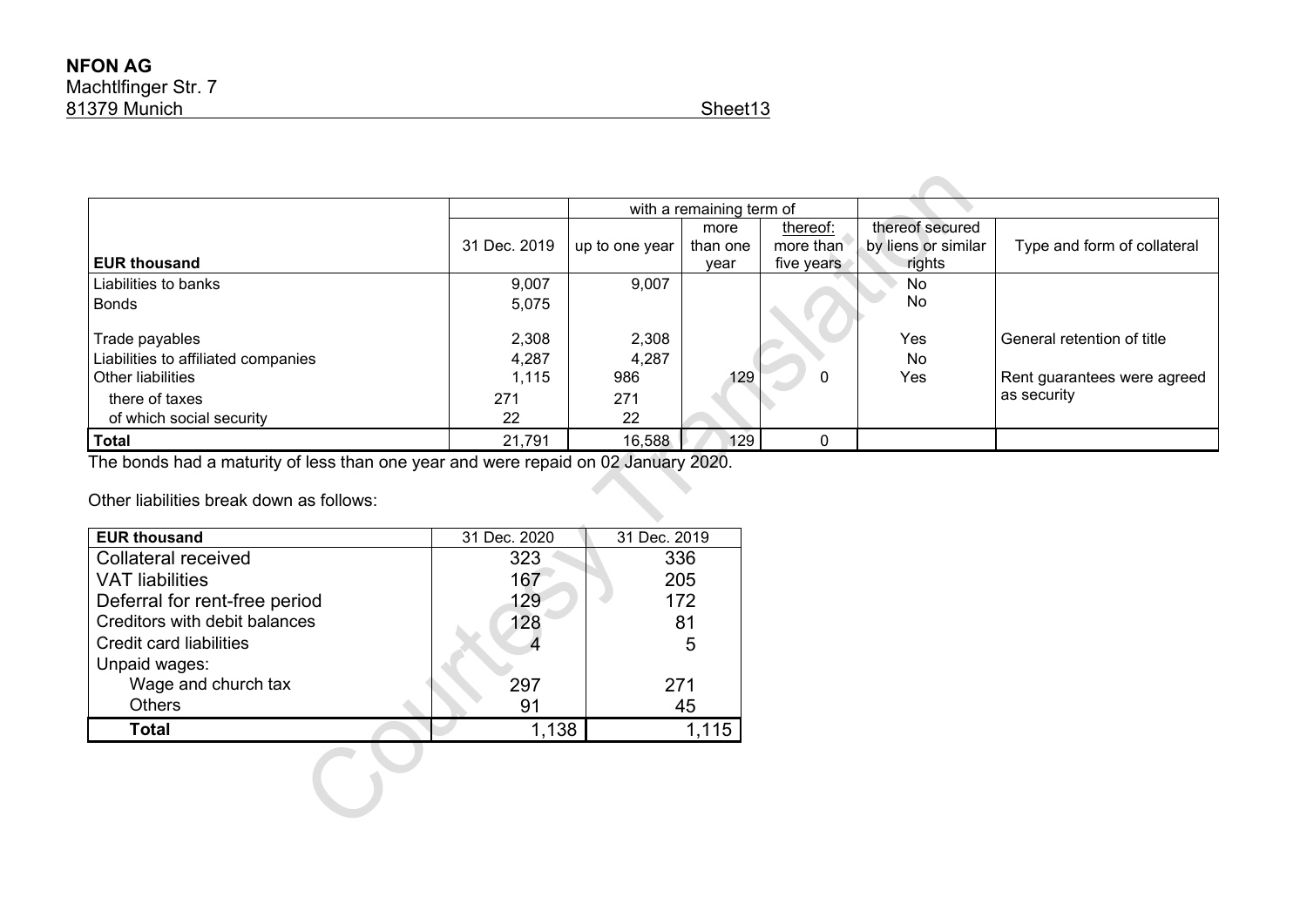**NFON AG**
Machtlfinger Str. 7
81379 Munich

Sheet13

| EUR thousand | 31 Dec. 2019 | with a remaining term of up to one year | more than one year | thereof: more than five years | thereof secured by liens or similar rights | Type and form of collateral |
|---|---|---|---|---|---|---|
| Liabilities to banks | 9,007 | 9,007 | | | No | |
| Bonds | 5,075 | | | | No | |
| Trade payables | 2,308 | 2,308 | | | Yes | General retention of title |
| Liabilities to affiliated companies | 4,287 | 4,287 | | | No | |
| Other liabilities | 1,115 | 986 | 129 | 0 | Yes | Rent guarantees were agreed as security |
| there of taxes | 271 | 271 | | | | |
| of which social security | 22 | 22 | | | | |
| **Total** | 21,791 | 16,588 | 129 | 0 | | |

The bonds had a maturity of less than one year and were repaid on 02 January 2020.

Other liabilities break down as follows:

| EUR thousand | 31 Dec. 2020 | 31 Dec. 2019 |
|---|---|---|
| Collateral received | 323 | 336 |
| VAT liabilities | 167 | 205 |
| Deferral for rent-free period | 129 | 172 |
| Creditors with debit balances | 128 | 81 |
| Credit card liabilities | 4 | 5 |
| Unpaid wages: | | |
| Wage and church tax | 297 | 271 |
| Others | 91 | 45 |
| **Total** | 1,138 | 1,115 |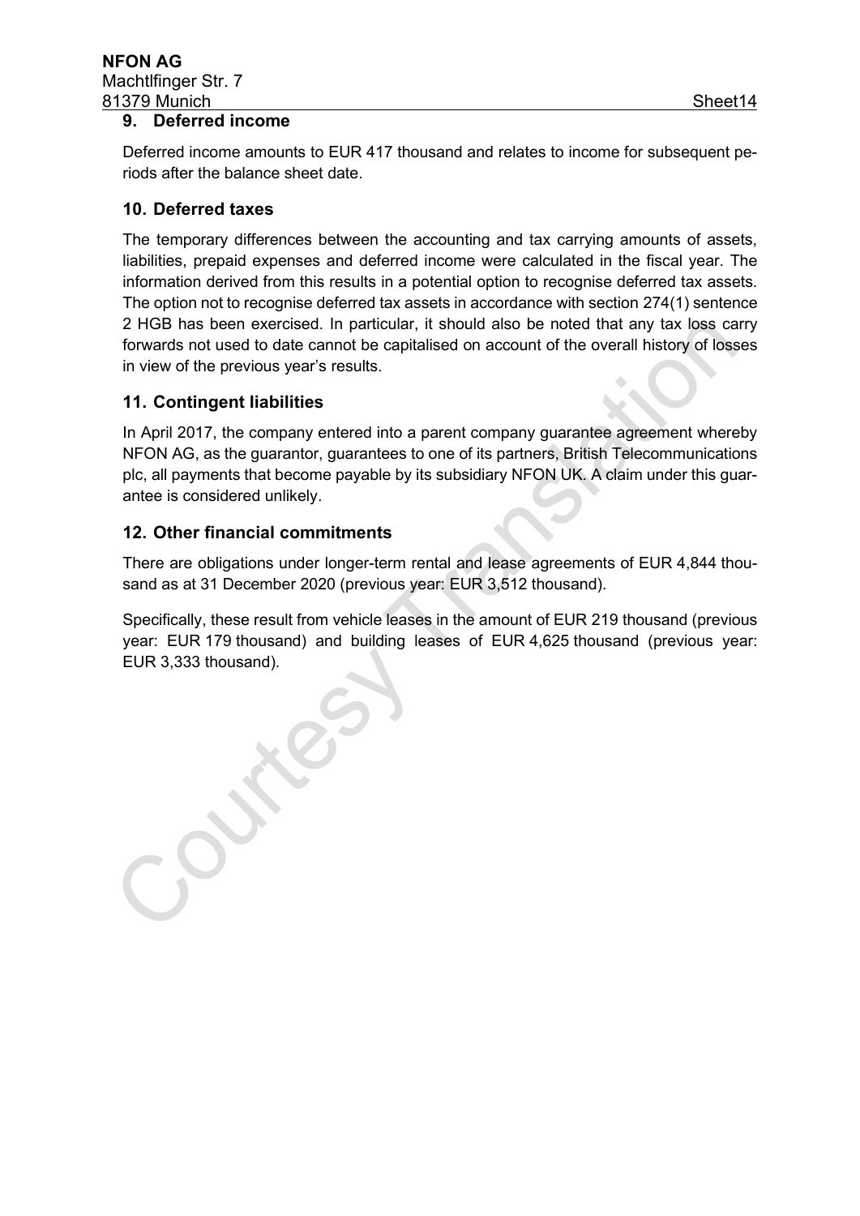## 9. Deferred income

Deferred income amounts to EUR 417 thousand and relates to income for subsequent periods after the balance sheet date.

## 10. Deferred taxes

The temporary differences between the accounting and tax carrying amounts of assets, liabilities, prepaid expenses and deferred income were calculated in the fiscal year. The information derived from this results in a potential option to recognise deferred tax assets. The option not to recognise deferred tax assets in accordance with section 274(1) sentence 2 HGB has been exercised. In particular, it should also be noted that any tax loss carry forwards not used to date cannot be capitalised on account of the overall history of losses in view of the previous year's results.

## 11. Contingent liabilities

In April 2017, the company entered into a parent company guarantee agreement whereby NFON AG, as the guarantor, guarantees to one of its partners, British Telecommunications plc, all payments that become payable by its subsidiary NFON UK. A claim under this guarantee is considered unlikely.

## 12. Other financial commitments

There are obligations under longer-term rental and lease agreements of EUR 4,844 thousand as at 31 December 2020 (previous year: EUR 3,512 thousand).

Specifically, these result from vehicle leases in the amount of EUR 219 thousand (previous year: EUR 179 thousand) and building leases of EUR 4,625 thousand (previous year: EUR 3,333 thousand).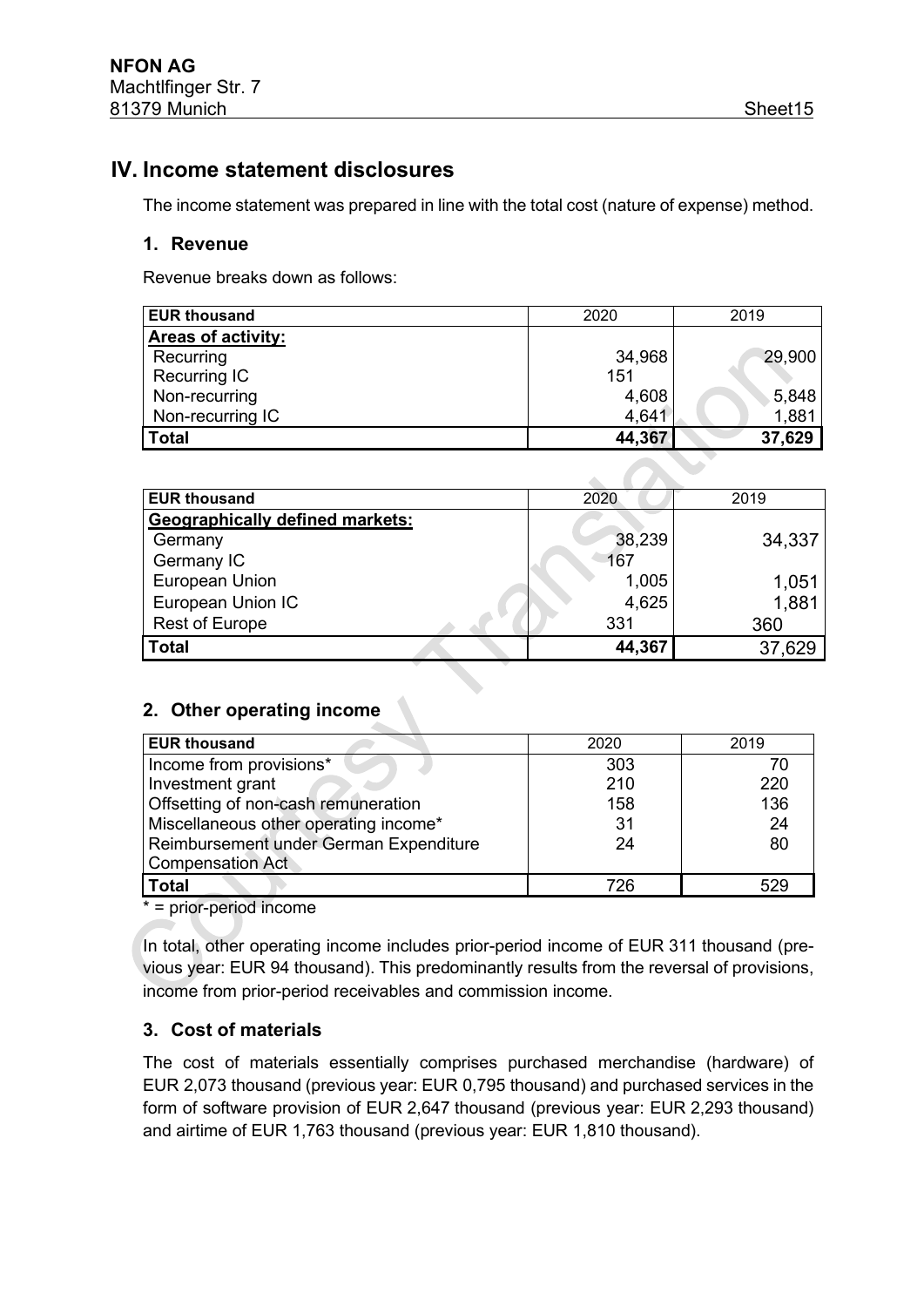# IV. Income statement disclosures

The income statement was prepared in line with the total cost (nature of expense) method.

## 1. Revenue

Revenue breaks down as follows:

| EUR thousand | 2020 | 2019 |
|---|---|---|
| **Areas of activity:** | | |
| Recurring | 34,968 | 29,900 |
| Recurring IC | 151 | |
| Non-recurring | 4,608 | 5,848 |
| Non-recurring IC | 4,641 | 1,881 |
| **Total** | **44,367** | **37,629** |

| EUR thousand | 2020 | 2019 |
|---|---|---|
| **Geographically defined markets:** | | |
| Germany | 38,239 | 34,337 |
| Germany IC | 167 | |
| European Union | 1,005 | 1,051 |
| European Union IC | 4,625 | 1,881 |
| Rest of Europe | 331 | 360 |
| **Total** | **44,367** | 37,629 |

## 2. Other operating income

| EUR thousand | 2020 | 2019 |
|---|---|---|
| Income from provisions* | 303 | 70 |
| Investment grant | 210 | 220 |
| Offsetting of non-cash remuneration | 158 | 136 |
| Miscellaneous other operating income* | 31 | 24 |
| Reimbursement under German Expenditure Compensation Act | 24 | 80 |
| **Total** | 726 | 529 |

* = prior-period income

In total, other operating income includes prior-period income of EUR 311 thousand (previous year: EUR 94 thousand). This predominantly results from the reversal of provisions, income from prior-period receivables and commission income.

## 3. Cost of materials

The cost of materials essentially comprises purchased merchandise (hardware) of EUR 2,073 thousand (previous year: EUR 0,795 thousand) and purchased services in the form of software provision of EUR 2,647 thousand (previous year: EUR 2,293 thousand) and airtime of EUR 1,763 thousand (previous year: EUR 1,810 thousand).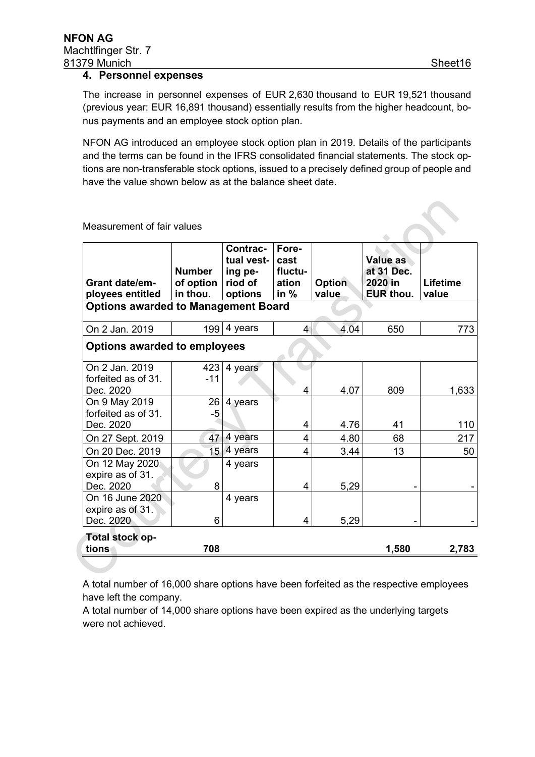## 4. Personnel expenses

The increase in personnel expenses of EUR 2,630 thousand to EUR 19,521 thousand (previous year: EUR 16,891 thousand) essentially results from the higher headcount, bonus payments and an employee stock option plan.

NFON AG introduced an employee stock option plan in 2019. Details of the participants and the terms can be found in the IFRS consolidated financial statements. The stock options are non-transferable stock options, issued to a precisely defined group of people and have the value shown below as at the balance sheet date.

Measurement of fair values

| Grant date/employees entitled | Number of option in thou. | Contractual vesting period of options | Forecast fluctuation in % | Option value | Value as at 31 Dec. 2020 in EUR thou. | Lifetime value |
|---|---|---|---|---|---|---|
| **Options awarded to Management Board** | | | | | | |
| On 2 Jan. 2019 | 199 | 4 years | 4 | 4.04 | 650 | 773 |
| **Options awarded to employees** | | | | | | |
| On 2 Jan. 2019 forfeited as of 31. Dec. 2020 | 423 -11 | 4 years | 4 | 4.07 | 809 | 1,633 |
| On 9 May 2019 forfeited as of 31. Dec. 2020 | 26 -5 | 4 years | 4 | 4.76 | 41 | 110 |
| On 27 Sept. 2019 | 47 | 4 years | 4 | 4.80 | 68 | 217 |
| On 20 Dec. 2019 | 15 | 4 years | 4 | 3.44 | 13 | 50 |
| On 12 May 2020 expire as of 31. Dec. 2020 | 8 | 4 years | 4 | 5,29 | - | - |
| On 16 June 2020 expire as of 31. Dec. 2020 | 6 | 4 years | 4 | 5,29 | - | - |
| **Total stock options** | **708** | | | | **1,580** | **2,783** |

A total number of 16,000 share options have been forfeited as the respective employees have left the company.
A total number of 14,000 share options have been expired as the underlying targets were not achieved.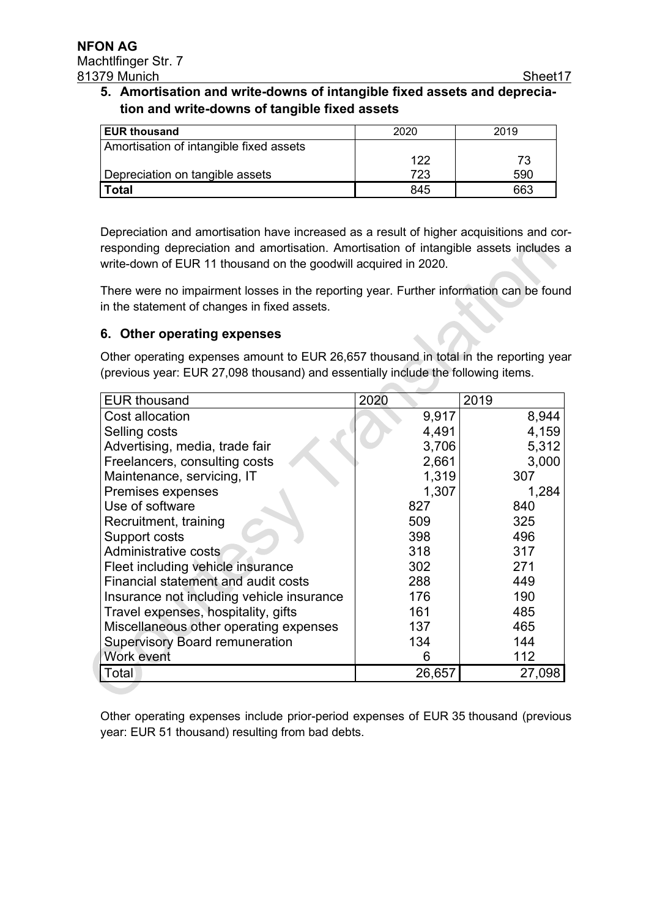### 5. Amortisation and write-downs of intangible fixed assets and depreciation and write-downs of tangible fixed assets

| EUR thousand | 2020 | 2019 |
|---|---|---|
| Amortisation of intangible fixed assets | 122 | 73 |
| Depreciation on tangible assets | 723 | 590 |
| **Total** | 845 | 663 |

Depreciation and amortisation have increased as a result of higher acquisitions and corresponding depreciation and amortisation. Amortisation of intangible assets includes a write-down of EUR 11 thousand on the goodwill acquired in 2020.

There were no impairment losses in the reporting year. Further information can be found in the statement of changes in fixed assets.

### 6. Other operating expenses

Other operating expenses amount to EUR 26,657 thousand in total in the reporting year (previous year: EUR 27,098 thousand) and essentially include the following items.

| EUR thousand | 2020 | 2019 |
|---|---|---|
| Cost allocation | 9,917 | 8,944 |
| Selling costs | 4,491 | 4,159 |
| Advertising, media, trade fair | 3,706 | 5,312 |
| Freelancers, consulting costs | 2,661 | 3,000 |
| Maintenance, servicing, IT | 1,319 | 307 |
| Premises expenses | 1,307 | 1,284 |
| Use of software | 827 | 840 |
| Recruitment, training | 509 | 325 |
| Support costs | 398 | 496 |
| Administrative costs | 318 | 317 |
| Fleet including vehicle insurance | 302 | 271 |
| Financial statement and audit costs | 288 | 449 |
| Insurance not including vehicle insurance | 176 | 190 |
| Travel expenses, hospitality, gifts | 161 | 485 |
| Miscellaneous other operating expenses | 137 | 465 |
| Supervisory Board remuneration | 134 | 144 |
| Work event | 6 | 112 |
| Total | 26,657 | 27,098 |

Other operating expenses include prior-period expenses of EUR 35 thousand (previous year: EUR 51 thousand) resulting from bad debts.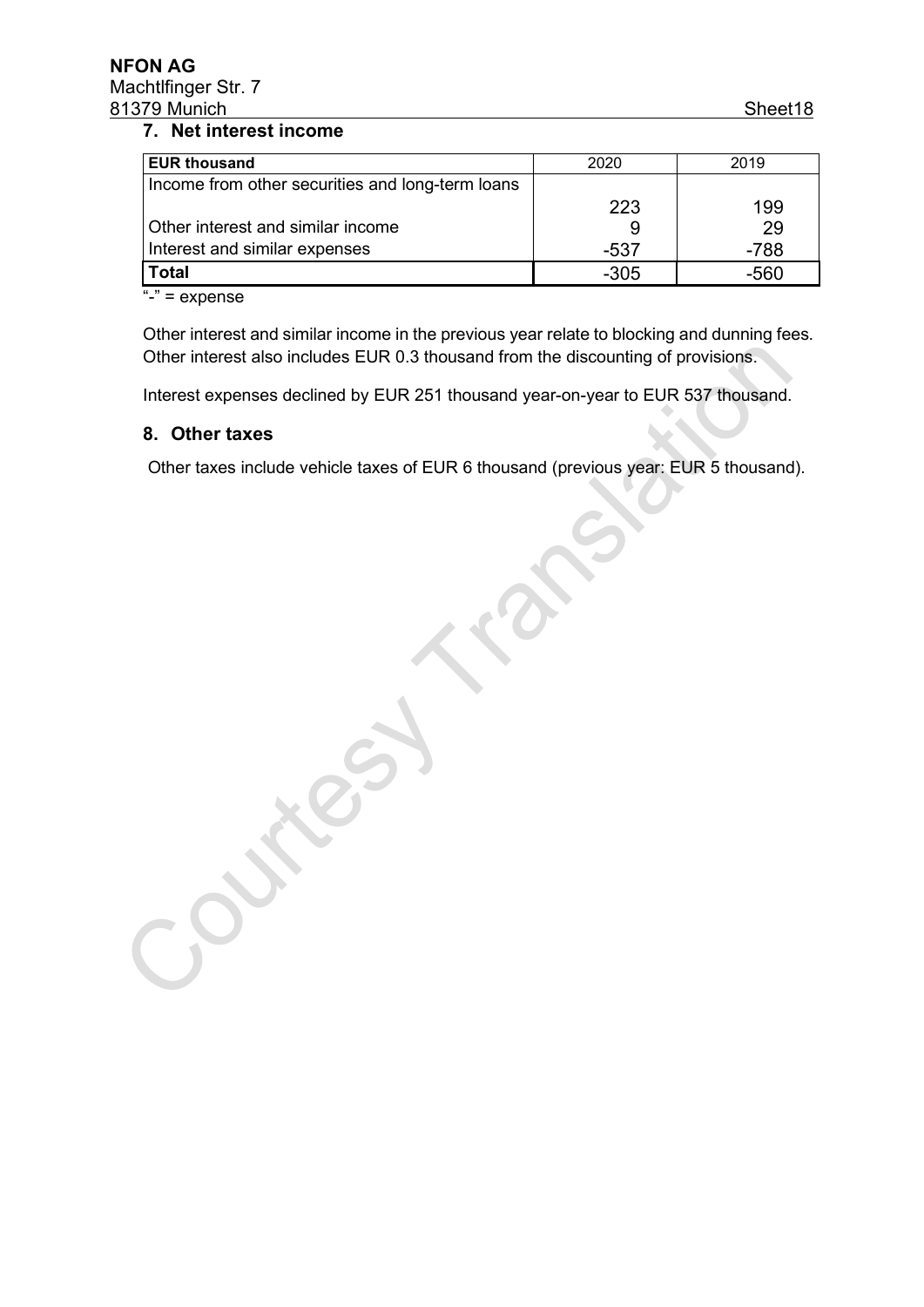## 7. Net interest income

| EUR thousand | 2020 | 2019 |
|---|---|---|
| Income from other securities and long-term loans | 223 | 199 |
| Other interest and similar income | 9 | 29 |
| Interest and similar expenses | -537 | -788 |
| **Total** | -305 | -560 |

"-" = expense

Other interest and similar income in the previous year relate to blocking and dunning fees. Other interest also includes EUR 0.3 thousand from the discounting of provisions.

Interest expenses declined by EUR 251 thousand year-on-year to EUR 537 thousand.

## 8. Other taxes

Other taxes include vehicle taxes of EUR 6 thousand (previous year: EUR 5 thousand).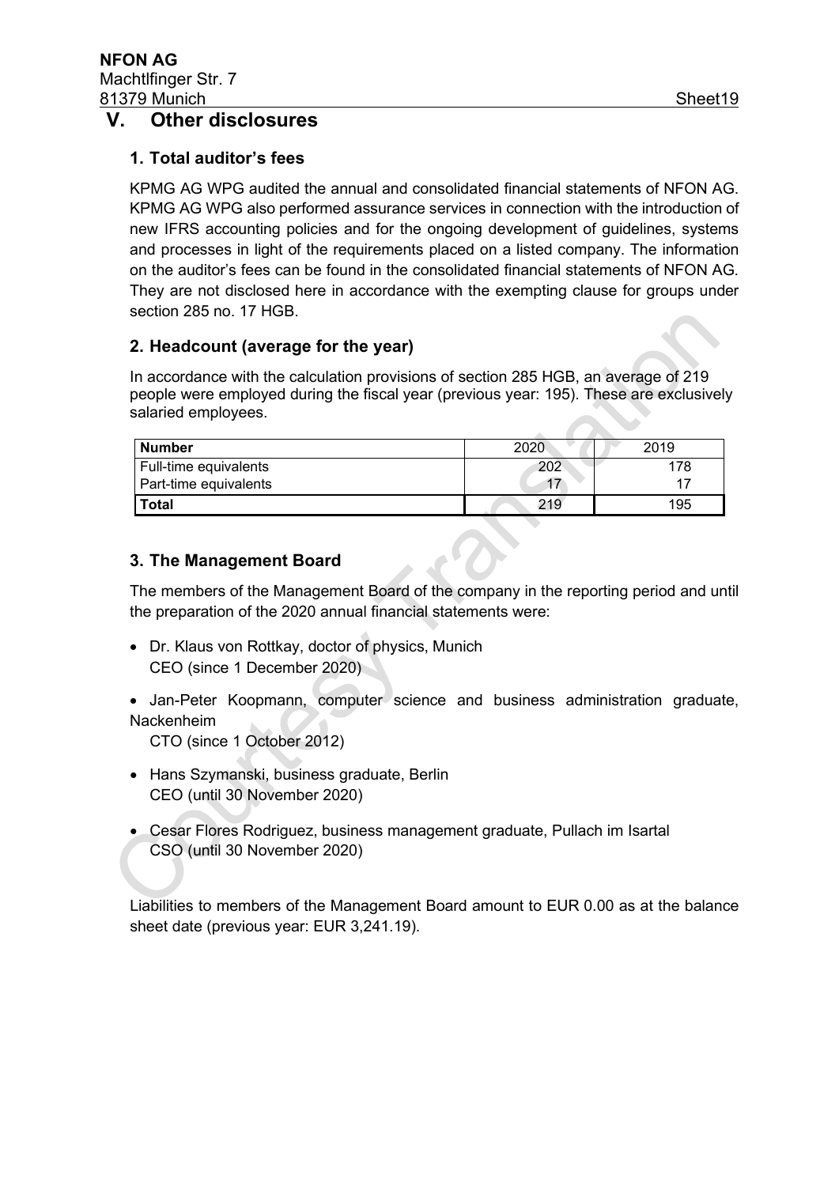## V. Other disclosures

### 1. Total auditor’s fees

KPMG AG WPG audited the annual and consolidated financial statements of NFON AG. KPMG AG WPG also performed assurance services in connection with the introduction of new IFRS accounting policies and for the ongoing development of guidelines, systems and processes in light of the requirements placed on a listed company. The information on the auditor’s fees can be found in the consolidated financial statements of NFON AG. They are not disclosed here in accordance with the exempting clause for groups under section 285 no. 17 HGB.

### 2. Headcount (average for the year)

In accordance with the calculation provisions of section 285 HGB, an average of 219 people were employed during the fiscal year (previous year: 195). These are exclusively salaried employees.

| Number | 2020 | 2019 |
|---|---|---|
| Full-time equivalents | 202 | 178 |
| Part-time equivalents | 17 | 17 |
| **Total** | 219 | 195 |

### 3. The Management Board

The members of the Management Board of the company in the reporting period and until the preparation of the 2020 annual financial statements were:

- Dr. Klaus von Rottkay, doctor of physics, Munich
  CEO (since 1 December 2020)
- Jan-Peter Koopmann, computer science and business administration graduate, Nackenheim
  CTO (since 1 October 2012)
- Hans Szymanski, business graduate, Berlin
  CEO (until 30 November 2020)
- Cesar Flores Rodriguez, business management graduate, Pullach im Isartal
  CSO (until 30 November 2020)

Liabilities to members of the Management Board amount to EUR 0.00 as at the balance sheet date (previous year: EUR 3,241.19).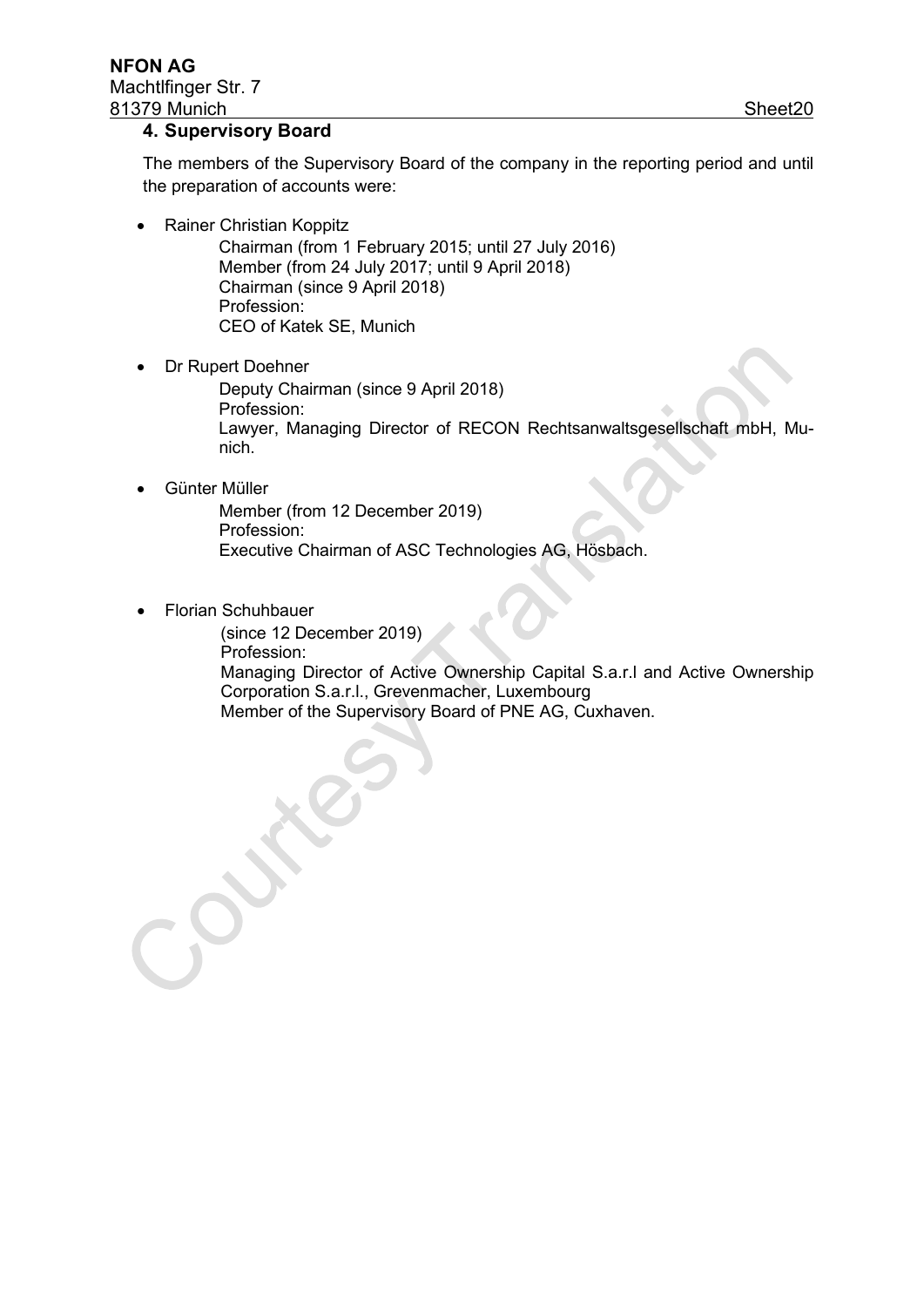## 4. Supervisory Board

The members of the Supervisory Board of the company in the reporting period and until the preparation of accounts were:

- Rainer Christian Koppitz
  Chairman (from 1 February 2015; until 27 July 2016)
  Member (from 24 July 2017; until 9 April 2018)
  Chairman (since 9 April 2018)
  Profession:
  CEO of Katek SE, Munich

- Dr Rupert Doehner
  Deputy Chairman (since 9 April 2018)
  Profession:
  Lawyer, Managing Director of RECON Rechtsanwaltsgesellschaft mbH, Munich.

- Günter Müller
  Member (from 12 December 2019)
  Profession:
  Executive Chairman of ASC Technologies AG, Hösbach.

- Florian Schuhbauer
  (since 12 December 2019)
  Profession:
  Managing Director of Active Ownership Capital S.a.r.l and Active Ownership Corporation S.a.r.l., Grevenmacher, Luxembourg
  Member of the Supervisory Board of PNE AG, Cuxhaven.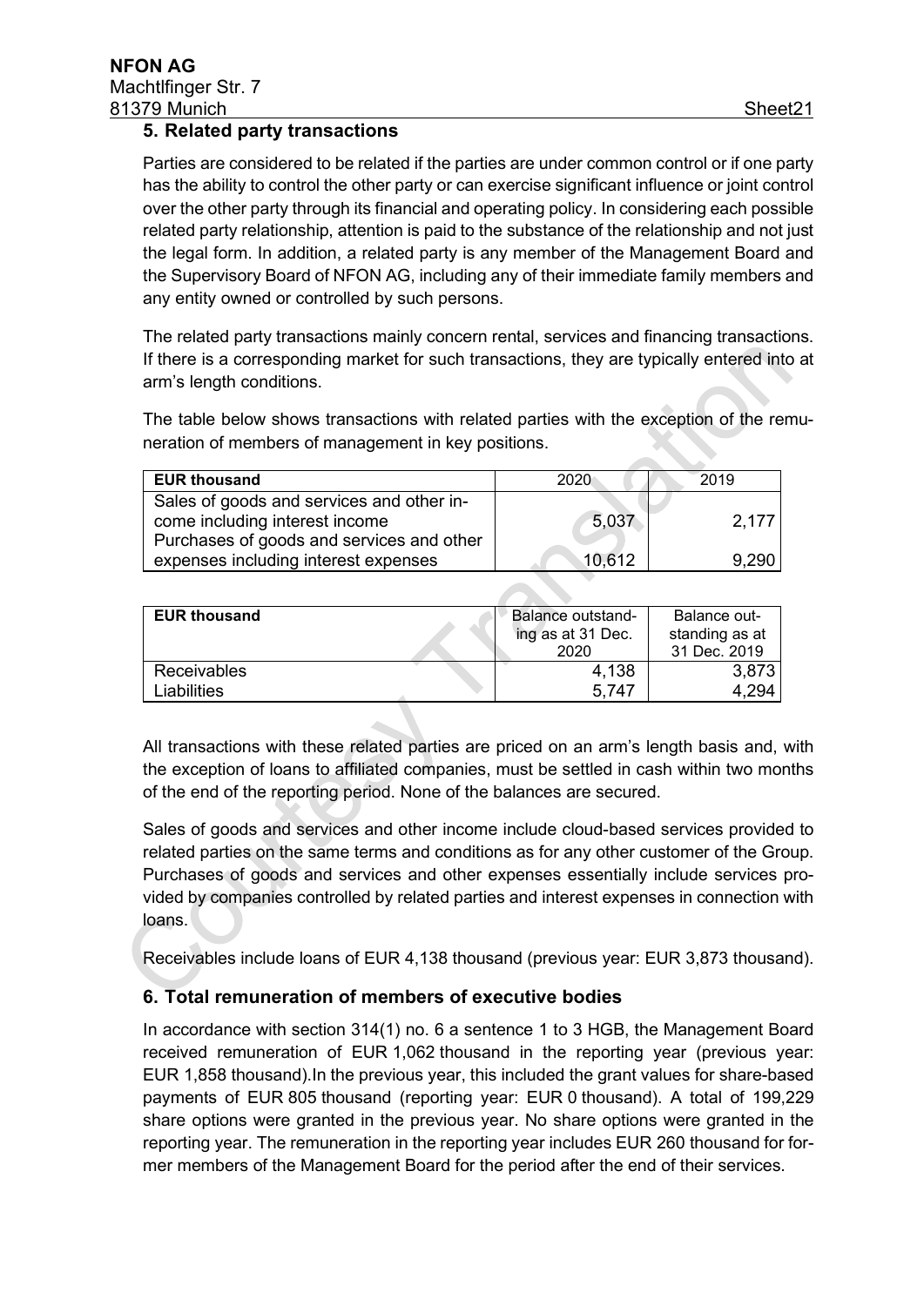## 5. Related party transactions

Parties are considered to be related if the parties are under common control or if one party has the ability to control the other party or can exercise significant influence or joint control over the other party through its financial and operating policy. In considering each possible related party relationship, attention is paid to the substance of the relationship and not just the legal form. In addition, a related party is any member of the Management Board and the Supervisory Board of NFON AG, including any of their immediate family members and any entity owned or controlled by such persons.

The related party transactions mainly concern rental, services and financing transactions. If there is a corresponding market for such transactions, they are typically entered into at arm's length conditions.

The table below shows transactions with related parties with the exception of the remuneration of members of management in key positions.

| EUR thousand | 2020 | 2019 |
|---|---|---|
| Sales of goods and services and other income including interest income | 5,037 | 2,177 |
| Purchases of goods and services and other expenses including interest expenses | 10,612 | 9,290 |

| EUR thousand | Balance outstanding as at 31 Dec. 2020 | Balance outstanding as at 31 Dec. 2019 |
|---|---|---|
| Receivables | 4,138 | 3,873 |
| Liabilities | 5,747 | 4,294 |

All transactions with these related parties are priced on an arm's length basis and, with the exception of loans to affiliated companies, must be settled in cash within two months of the end of the reporting period. None of the balances are secured.

Sales of goods and services and other income include cloud-based services provided to related parties on the same terms and conditions as for any other customer of the Group. Purchases of goods and services and other expenses essentially include services provided by companies controlled by related parties and interest expenses in connection with loans.

Receivables include loans of EUR 4,138 thousand (previous year: EUR 3,873 thousand).

## 6. Total remuneration of members of executive bodies

In accordance with section 314(1) no. 6 a sentence 1 to 3 HGB, the Management Board received remuneration of EUR 1,062 thousand in the reporting year (previous year: EUR 1,858 thousand).In the previous year, this included the grant values for share-based payments of EUR 805 thousand (reporting year: EUR 0 thousand). A total of 199,229 share options were granted in the previous year. No share options were granted in the reporting year. The remuneration in the reporting year includes EUR 260 thousand for former members of the Management Board for the period after the end of their services.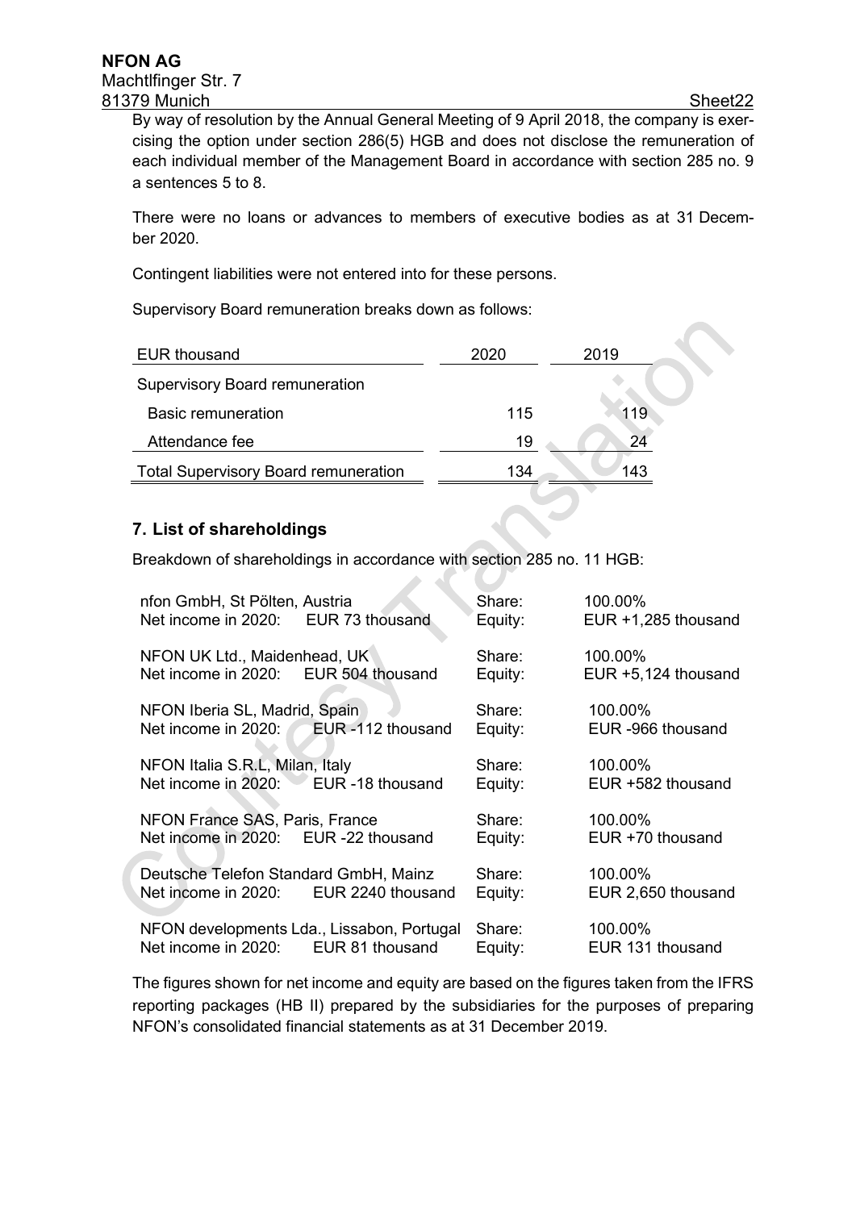By way of resolution by the Annual General Meeting of 9 April 2018, the company is exercising the option under section 286(5) HGB and does not disclose the remuneration of each individual member of the Management Board in accordance with section 285 no. 9 a sentences 5 to 8.

There were no loans or advances to members of executive bodies as at 31 December 2020.

Contingent liabilities were not entered into for these persons.

Supervisory Board remuneration breaks down as follows:

| EUR thousand | 2020 | 2019 |
|---|---|---|
| Supervisory Board remuneration | | |
| Basic remuneration | 115 | 119 |
| Attendance fee | 19 | 24 |
| Total Supervisory Board remuneration | 134 | 143 |

## 7. List of shareholdings

Breakdown of shareholdings in accordance with section 285 no. 11 HGB:

| | | |
|---|---|---|
| nfon GmbH, St Pölten, Austria | Share: | 100.00% |
| Net income in 2020: EUR 73 thousand | Equity: | EUR +1,285 thousand |
| NFON UK Ltd., Maidenhead, UK | Share: | 100.00% |
| Net income in 2020: EUR 504 thousand | Equity: | EUR +5,124 thousand |
| NFON Iberia SL, Madrid, Spain | Share: | 100.00% |
| Net income in 2020: EUR -112 thousand | Equity: | EUR -966 thousand |
| NFON Italia S.R.L, Milan, Italy | Share: | 100.00% |
| Net income in 2020: EUR -18 thousand | Equity: | EUR +582 thousand |
| NFON France SAS, Paris, France | Share: | 100.00% |
| Net income in 2020: EUR -22 thousand | Equity: | EUR +70 thousand |
| Deutsche Telefon Standard GmbH, Mainz | Share: | 100.00% |
| Net income in 2020: EUR 2240 thousand | Equity: | EUR 2,650 thousand |
| NFON developments Lda., Lissabon, Portugal | Share: | 100.00% |
| Net income in 2020: EUR 81 thousand | Equity: | EUR 131 thousand |

The figures shown for net income and equity are based on the figures taken from the IFRS reporting packages (HB II) prepared by the subsidiaries for the purposes of preparing NFON's consolidated financial statements as at 31 December 2019.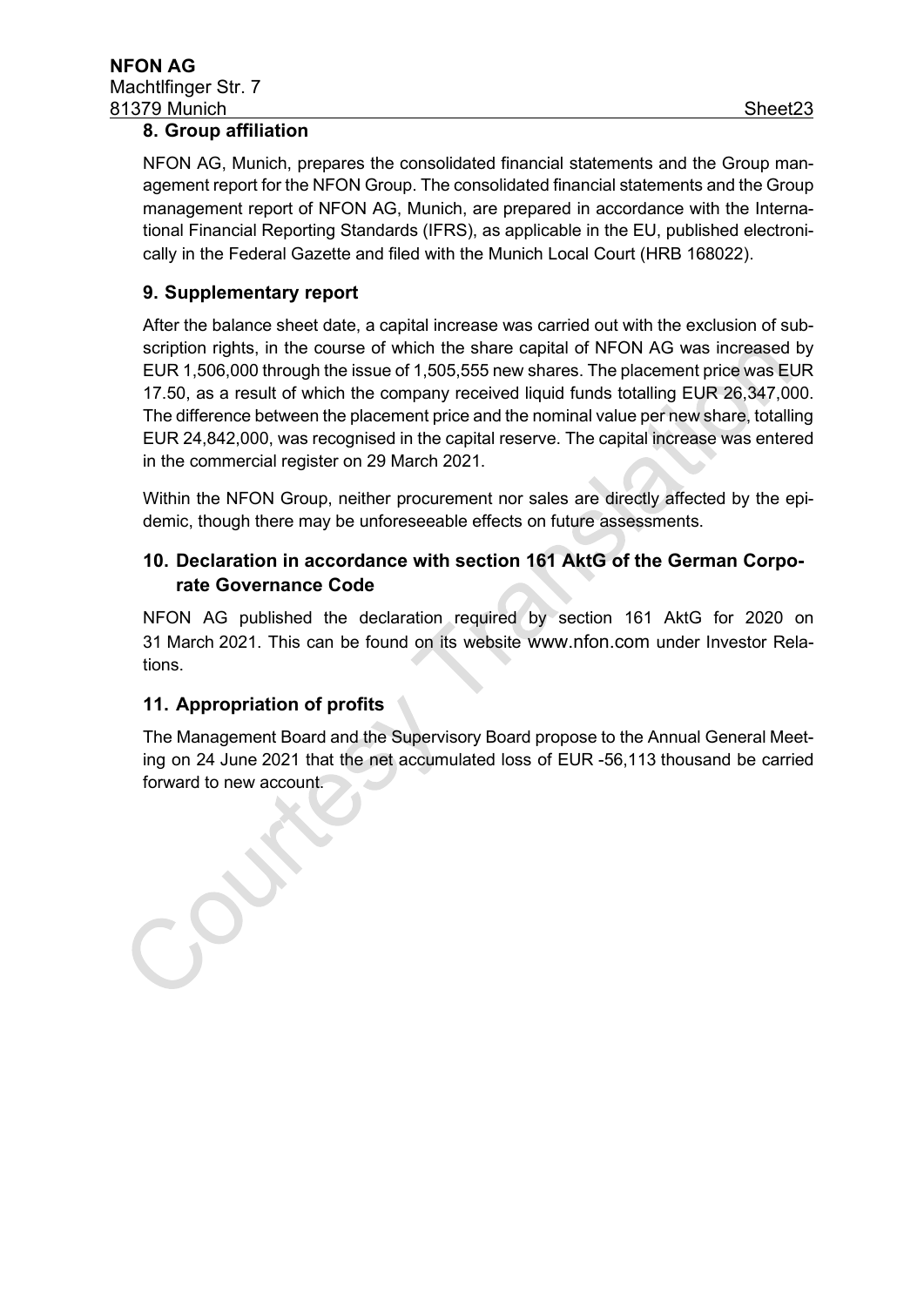## 8. Group affiliation

NFON AG, Munich, prepares the consolidated financial statements and the Group management report for the NFON Group. The consolidated financial statements and the Group management report of NFON AG, Munich, are prepared in accordance with the International Financial Reporting Standards (IFRS), as applicable in the EU, published electronically in the Federal Gazette and filed with the Munich Local Court (HRB 168022).

## 9. Supplementary report

After the balance sheet date, a capital increase was carried out with the exclusion of subscription rights, in the course of which the share capital of NFON AG was increased by EUR 1,506,000 through the issue of 1,505,555 new shares. The placement price was EUR 17.50, as a result of which the company received liquid funds totalling EUR 26,347,000. The difference between the placement price and the nominal value per new share, totalling EUR 24,842,000, was recognised in the capital reserve. The capital increase was entered in the commercial register on 29 March 2021.

Within the NFON Group, neither procurement nor sales are directly affected by the epidemic, though there may be unforeseeable effects on future assessments.

## 10. Declaration in accordance with section 161 AktG of the German Corporate Governance Code

NFON AG published the declaration required by section 161 AktG for 2020 on 31 March 2021. This can be found on its website www.nfon.com under Investor Relations.

## 11. Appropriation of profits

The Management Board and the Supervisory Board propose to the Annual General Meeting on 24 June 2021 that the net accumulated loss of EUR -56,113 thousand be carried forward to new account.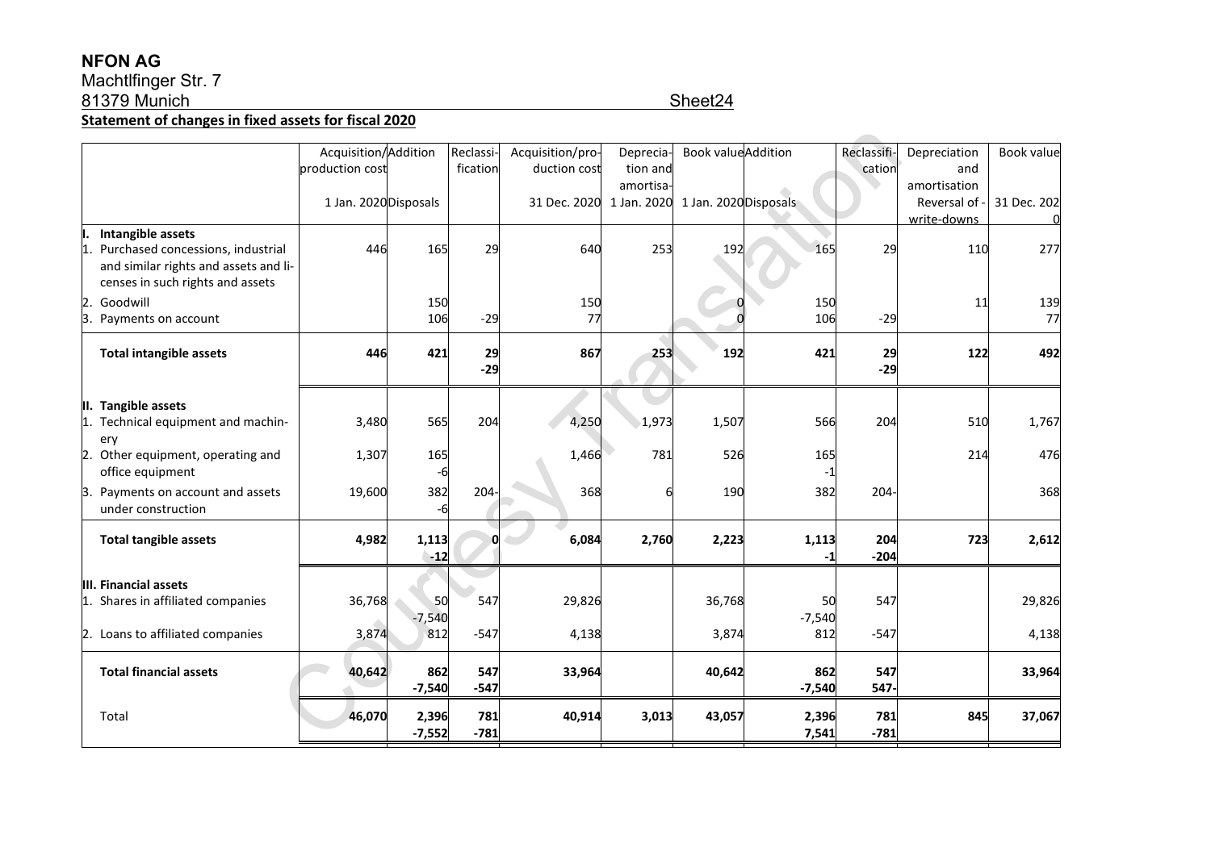**NFON AG**
Machtlfinger Str. 7
81379 Munich

Sheet24

**Statement of changes in fixed assets for fiscal 2020**

| | Acquisition/production cost 1 Jan. 2020 | Addition Disposals | Reclassification | Acquisition/production cost 31 Dec. 2020 | Depreciation and amortisation 1 Jan. 2020 | Book value 1 Jan. 2020 | Addition Disposals | Reclassification | Depreciation and amortisation Reversal of - write-downs | Book value 31 Dec. 2020 |
|---|---|---|---|---|---|---|---|---|---|---|
| **I. Intangible assets** | | | | | | | | | | |
| 1. Purchased concessions, industrial and similar rights and assets and licenses in such rights and assets | 446 | 165 | 29 | 640 | 253 | 192 | 165 | 29 | 110 | 277 |
| 2. Goodwill | | 150 | | 150 | | 0 | 150 | | 11 | 139 |
| 3. Payments on account | | 106 | -29 | 77 | | 0 | 106 | -29 | | 77 |
| **Total intangible assets** | **446** | **421** | **29** **-29** | **867** | **253** | **192** | **421** | **29** **-29** | **122** | **492** |
| **II. Tangible assets** | | | | | | | | | | |
| 1. Technical equipment and machinery | 3,480 | 565 | 204 | 4,250 | 1,973 | 1,507 | 566 | 204 | 510 | 1,767 |
| 2. Other equipment, operating and office equipment | 1,307 | 165 -6 | | 1,466 | 781 | 526 | 165 -1 | | 214 | 476 |
| 3. Payments on account and assets under construction | 19,600 | 382 -6 | 204- | 368 | 6 | 190 | 382 | 204- | | 368 |
| **Total tangible assets** | **4,982** | **1,113** **-12** | **0** | **6,084** | **2,760** | **2,223** | **1,113** **-1** | **204** **-204** | **723** | **2,612** |
| **III. Financial assets** | | | | | | | | | | |
| 1. Shares in affiliated companies | 36,768 | 50 -7,540 | 547 | 29,826 | | 36,768 | 50 -7,540 | 547 | | 29,826 |
| 2. Loans to affiliated companies | 3,874 | 812 | -547 | 4,138 | | 3,874 | 812 | -547 | | 4,138 |
| **Total financial assets** | **40,642** | **862** **-7,540** | **547** **-547** | **33,964** | | **40,642** | **862** **-7,540** | **547** **547-** | | **33,964** |
| Total | **46,070** | **2,396** **-7,552** | **781** **-781** | **40,914** | **3,013** | **43,057** | **2,396** **7,541** | **781** **-781** | **845** | **37,067** |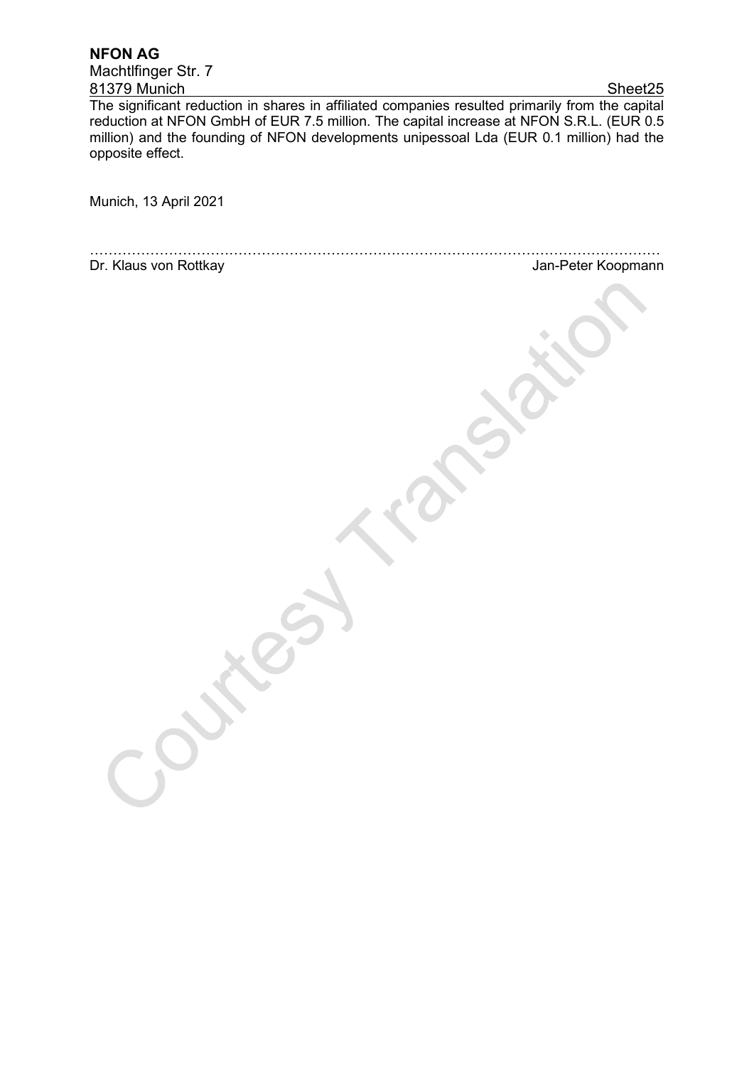The significant reduction in shares in affiliated companies resulted primarily from the capital reduction at NFON GmbH of EUR 7.5 million. The capital increase at NFON S.R.L. (EUR 0.5 million) and the founding of NFON developments unipessoal Lda (EUR 0.1 million) had the opposite effect.

Munich, 13 April 2021

……………………………………………………………………………………………………………

Dr. Klaus von Rottkay Jan-Peter Koopmann